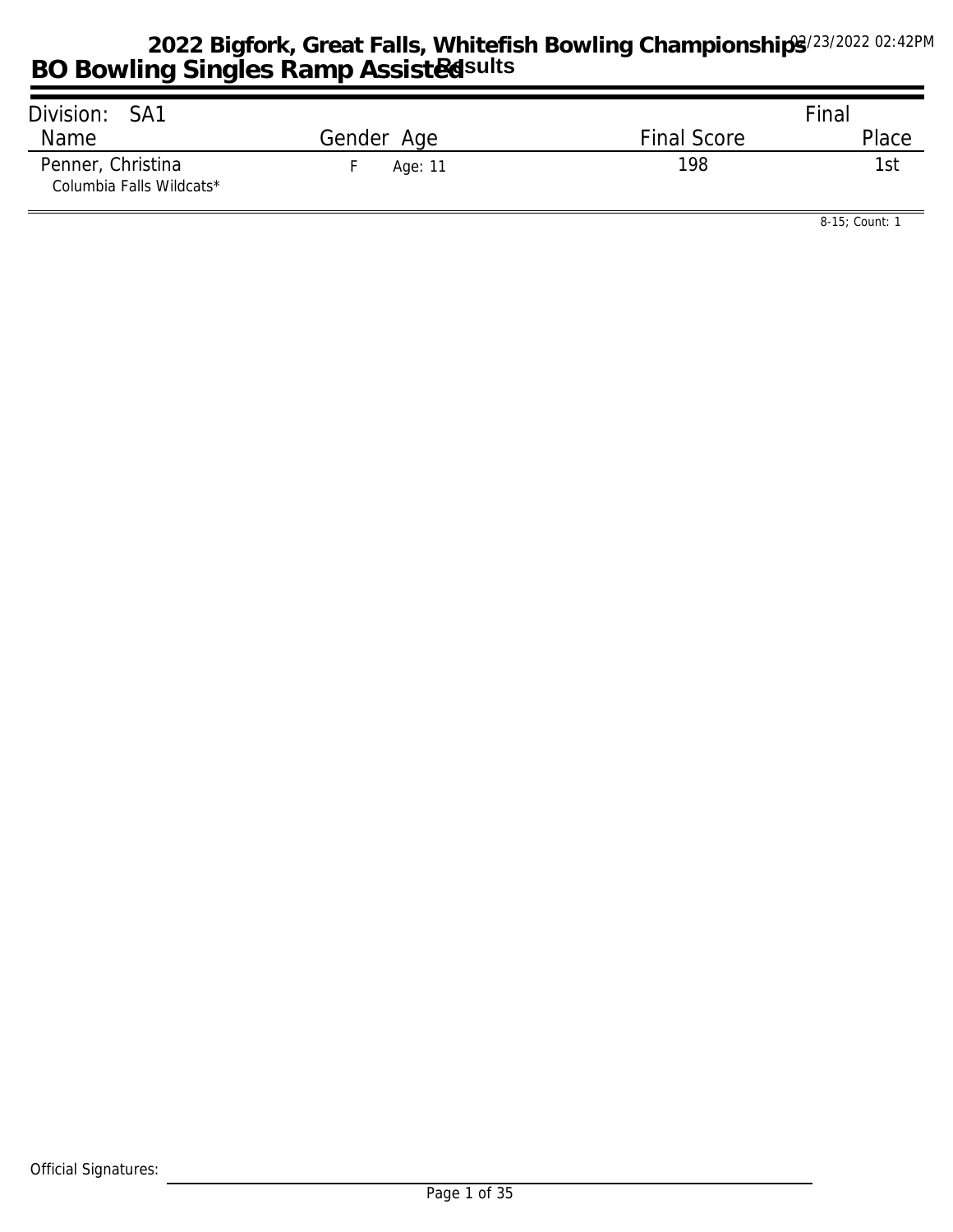# 2022 Bigfork, Great Falls, Whitefish Bowling Championships

02/23/2022 02:42PM

## BO Bowling Singles Ramp Assisted Results

| Division: SA1 | | | Final |
|---|---|---|---|
| Name | Gender Age | Final Score | Place |
| Penner, Christina<br>Columbia Falls Wildcats* | F Age: 11 | 198 | 1st |

8-15; Count: 1

Official Signatures: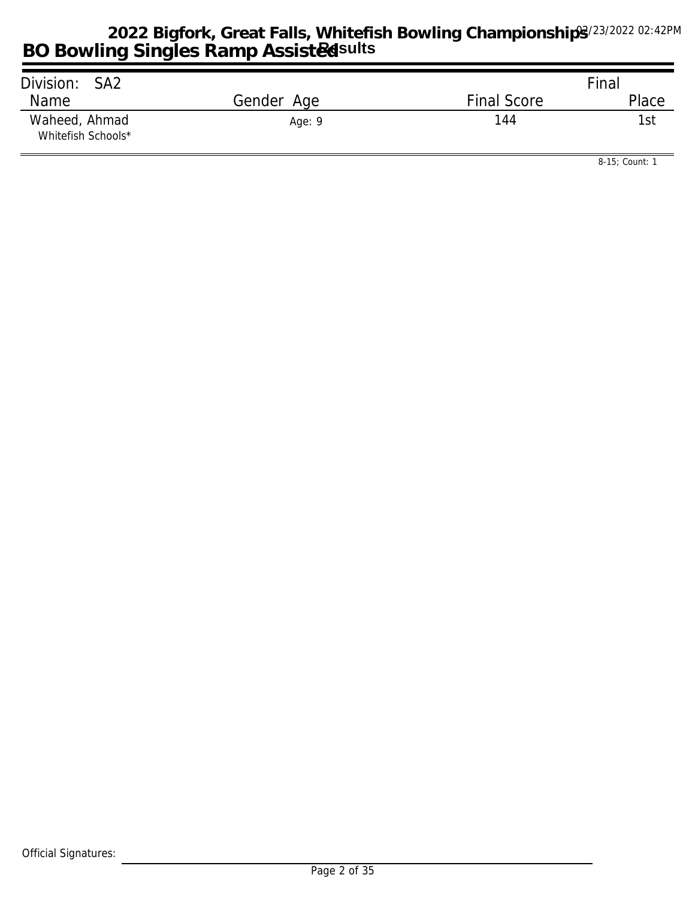# 2022 Bigfork, Great Falls, Whitefish Bowling Championships

## BO Bowling Singles Ramp Assisted Results

02/23/2022 02:42PM

| Division: SA2 | | | Final |
|---|---|---|---|
| Name | Gender Age | Final Score | Place |
| Waheed, Ahmad<br>Whitefish Schools* | Age: 9 | 144 | 1st |

8-15; Count: 1

Official Signatures: ______________________________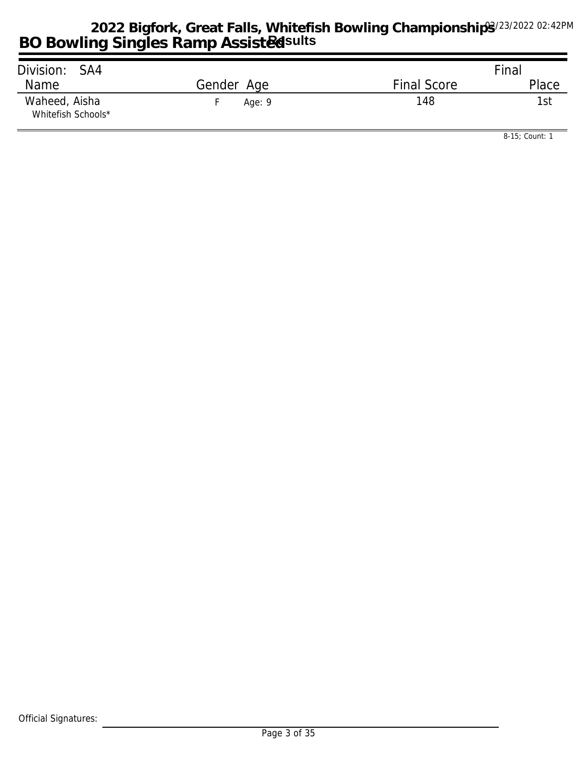# 2022 Bigfork, Great Falls, Whitefish Bowling Championships

## BO Bowling Singles Ramp Assisted Results

02/23/2022 02:42PM

Division: SA4

| Name | Gender | Age | Final Score | Final Place |
|---|---|---|---|---|
| Waheed, Aisha<br>Whitefish Schools* | F | Age: 9 | 148 | 1st |

8-15; Count: 1

Official Signatures: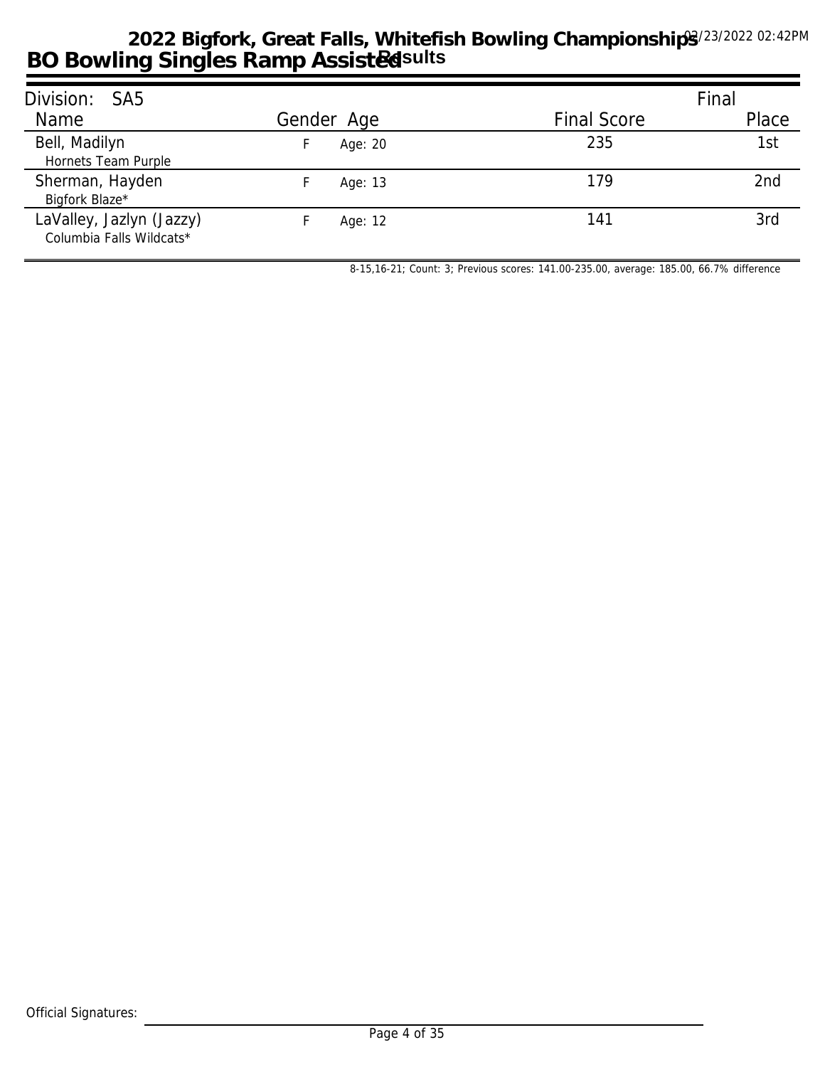# 2022 Bigfork, Great Falls, Whitefish Bowling Championships

03/23/2022 02:42PM

## BO Bowling Singles Ramp Assisted Results

Division: SA5

| Name | Gender | Age | Final Score | Final Place |
|---|---|---|---|---|
| Bell, Madilyn<br>Hornets Team Purple | F | Age: 20 | 235 | 1st |
| Sherman, Hayden<br>Bigfork Blaze* | F | Age: 13 | 179 | 2nd |
| LaValley, Jazlyn (Jazzy)<br>Columbia Falls Wildcats* | F | Age: 12 | 141 | 3rd |

8-15,16-21; Count: 3; Previous scores: 141.00-235.00, average: 185.00, 66.7% difference

Official Signatures: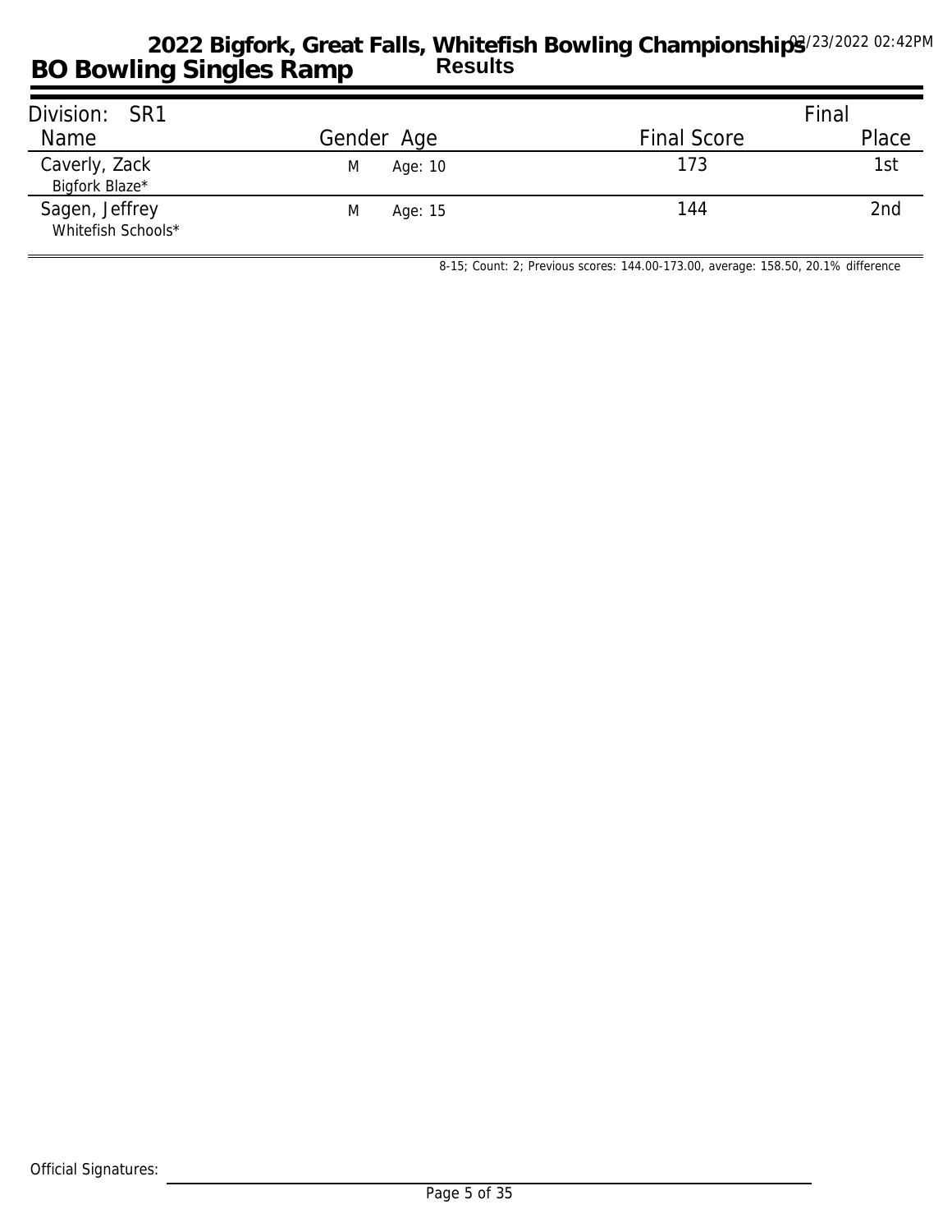# 2022 Bigfork, Great Falls, Whitefish Bowling Championships

## BO Bowling Singles Ramp

**Results**

03/23/2022 02:42PM

| Division: SR1 | | | | Final |
|---|---|---|---|---|
| Name | Gender | Age | Final Score | Place |
| Caverly, Zack<br>Bigfork Blaze* | M | Age: 10 | 173 | 1st |
| Sagen, Jeffrey<br>Whitefish Schools* | M | Age: 15 | 144 | 2nd |

8-15; Count: 2; Previous scores: 144.00-173.00, average: 158.50, 20.1% difference

Official Signatures: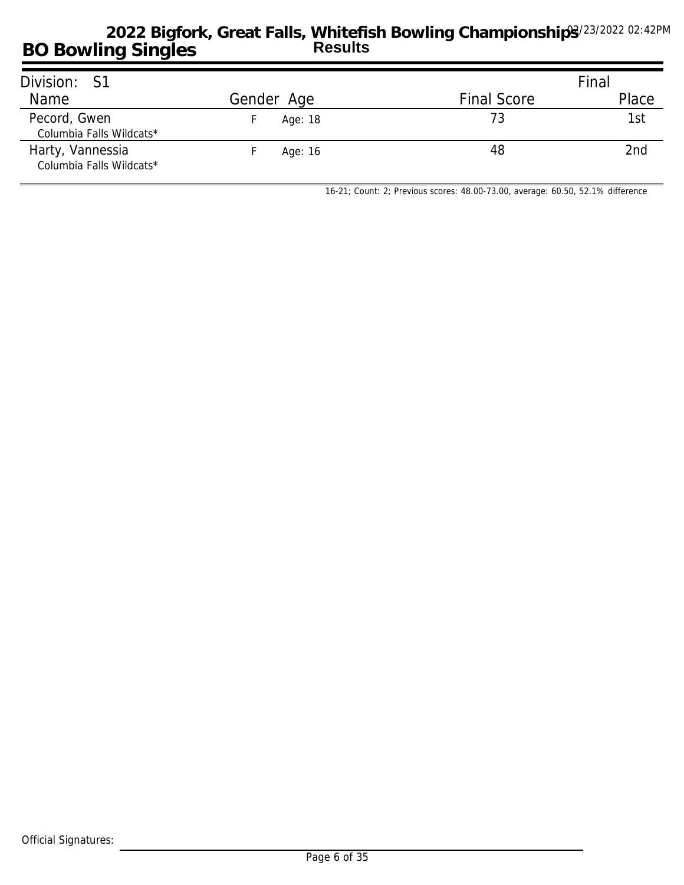# 2022 Bigfork, Great Falls, Whitefish Bowling Championships

## Results

## BO Bowling Singles

03/23/2022 02:42PM

| Division: S1 | | | | Final |
|---|---|---|---|---|
| Name | Gender | Age | Final Score | Place |
| Pecord, Gwen<br>Columbia Falls Wildcats* | F | Age: 18 | 73 | 1st |
| Harty, Vannessia<br>Columbia Falls Wildcats* | F | Age: 16 | 48 | 2nd |

16-21; Count: 2; Previous scores: 48.00-73.00, average: 60.50, 52.1% difference

Official Signatures: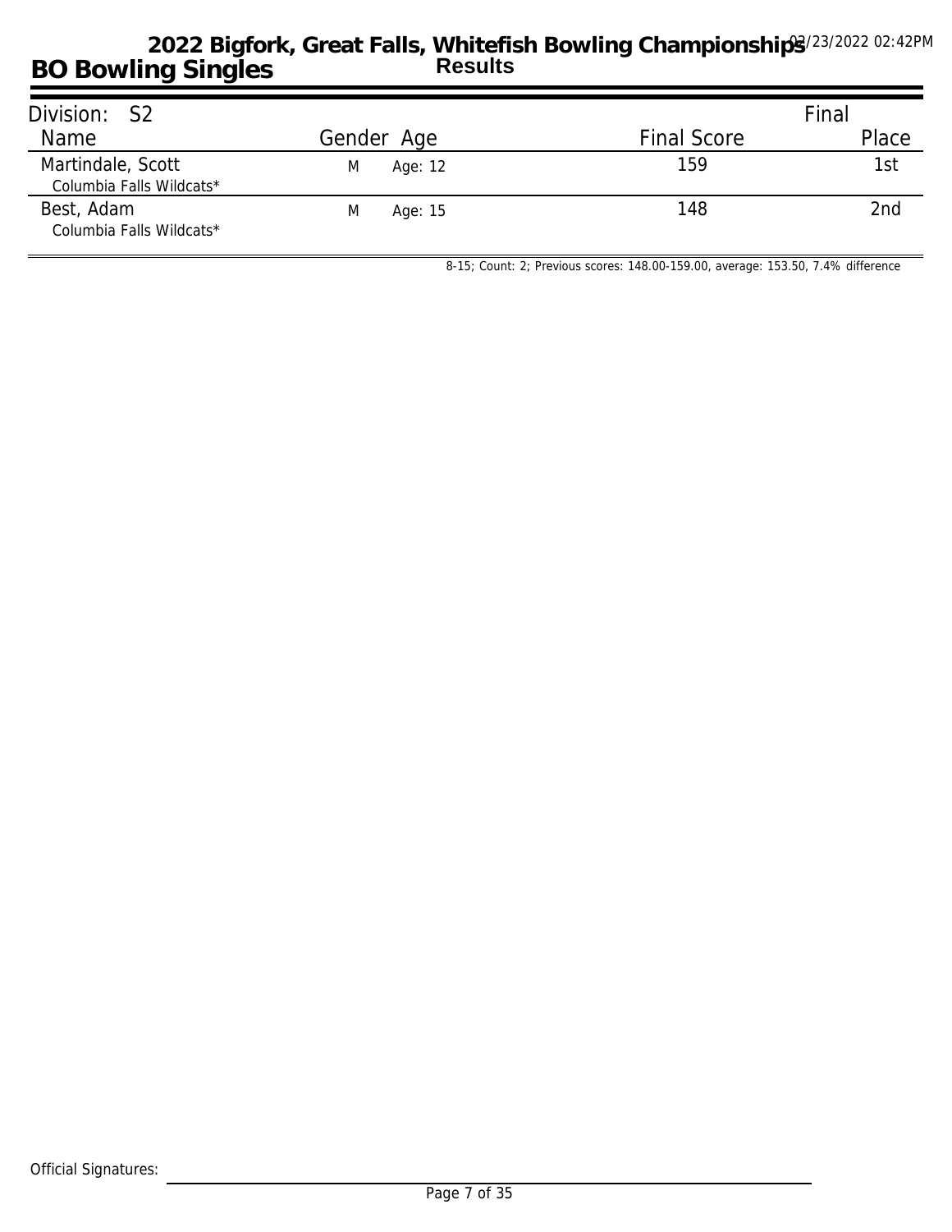# 2022 Bigfork, Great Falls, Whitefish Bowling Championships

## BO Bowling Singles

**Results**

02/23/2022 02:42PM

| Division: S2 | | | | Final |
|---|---|---|---|---|
| Name | Gender | Age | Final Score | Place |
| Martindale, Scott<br>Columbia Falls Wildcats* | M | Age: 12 | 159 | 1st |
| Best, Adam<br>Columbia Falls Wildcats* | M | Age: 15 | 148 | 2nd |

8-15; Count: 2; Previous scores: 148.00-159.00, average: 153.50, 7.4% difference

Official Signatures: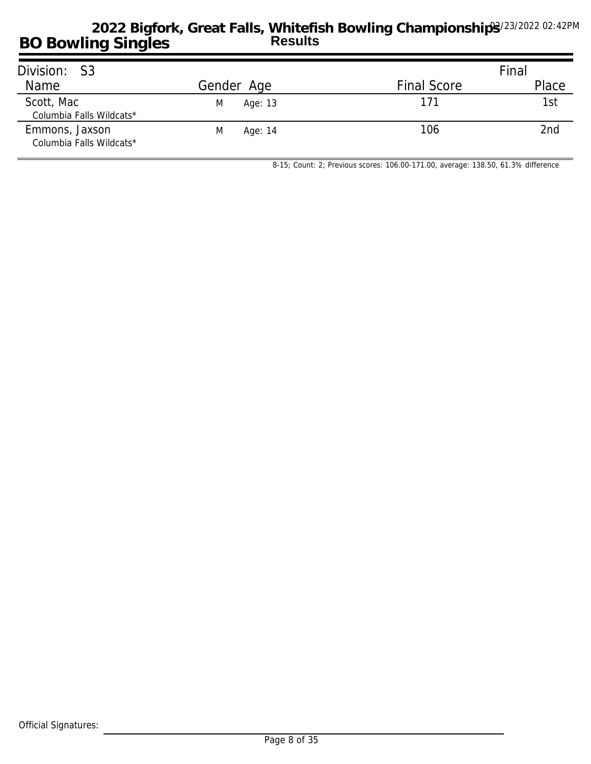# 2022 Bigfork, Great Falls, Whitefish Bowling Championships

## BO Bowling Singles

### Results

02/23/2022 02:42PM

Division: S3

| Name | Gender | Age | Final Score | Final Place |
|---|---|---|---|---|
| Scott, Mac<br>Columbia Falls Wildcats* | M | Age: 13 | 171 | 1st |
| Emmons, Jaxson<br>Columbia Falls Wildcats* | M | Age: 14 | 106 | 2nd |

8-15; Count: 2; Previous scores: 106.00-171.00, average: 138.50, 61.3% difference

Official Signatures: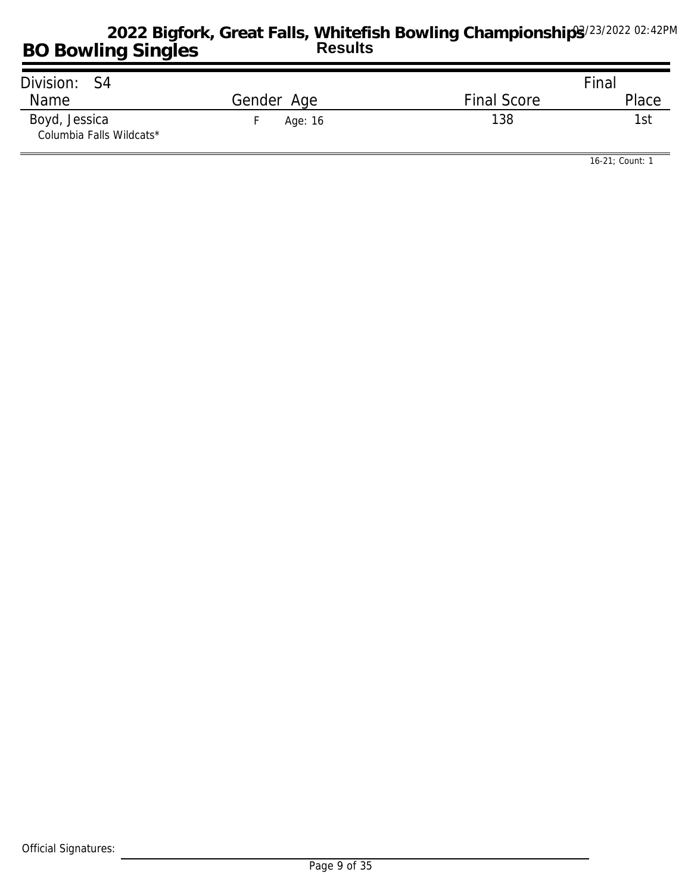# BO Bowling Singles

## 2022 Bigfork, Great Falls, Whitefish Bowling Championships

### Results

03/23/2022 02:42PM

**Division: S4**

| Name | Gender | Age | Final Score | Final Place |
| --- | --- | --- | --- | --- |
| Boyd, Jessica<br>Columbia Falls Wildcats* | F | Age: 16 | 138 | 1st |

16-21; Count: 1

Official Signatures: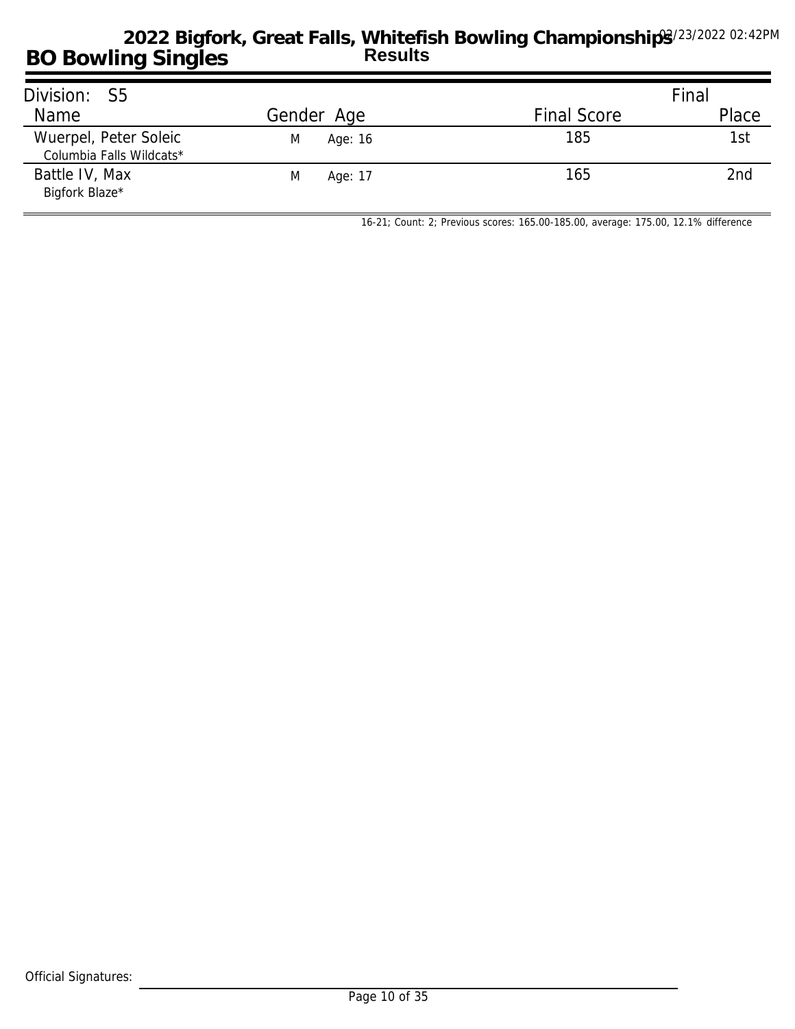# 2022 Bigfork, Great Falls, Whitefish Bowling Championships

## BO Bowling Singles

**Results**

02/23/2022 02:42PM

**Division: S5**

| Name | Gender | Age | Final Score | Final Place |
|---|---|---|---|---|
| Wuerpel, Peter Soleic<br>Columbia Falls Wildcats* | M | Age: 16 | 185 | 1st |
| Battle IV, Max<br>Bigfork Blaze* | M | Age: 17 | 165 | 2nd |

16-21; Count: 2; Previous scores: 165.00-185.00, average: 175.00, 12.1% difference

Official Signatures: \_\_\_\_\_\_\_\_\_\_\_\_\_\_\_\_\_\_\_\_\_\_\_\_\_\_\_\_\_\_\_\_\_\_\_\_\_\_\_\_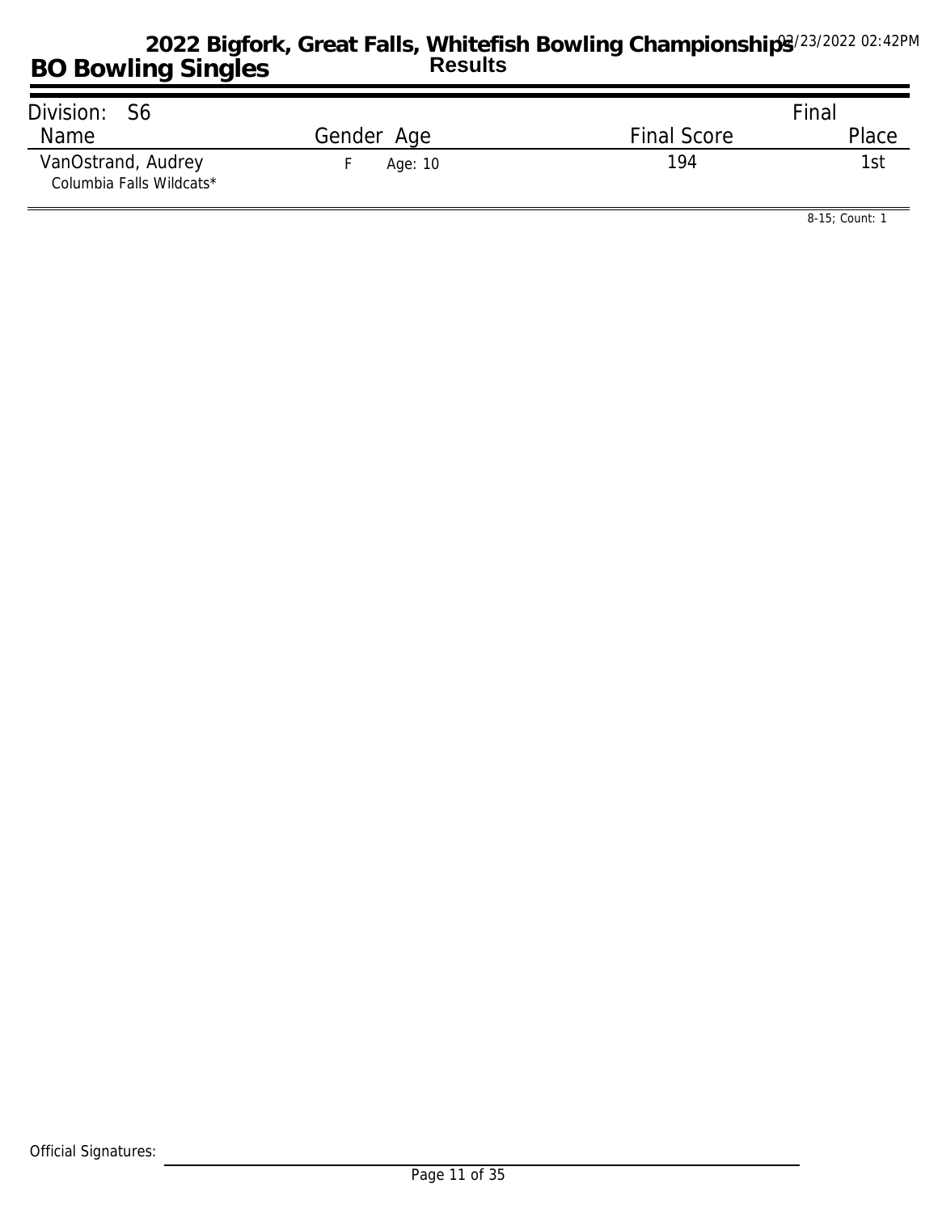# 2022 Bigfork, Great Falls, Whitefish Bowling Championships

## BO Bowling Singles

**Results**

02/23/2022 02:42PM

| Division: S6 | | | Final |
|---|---|---|---|
| Name | Gender Age | Final Score | Place |
| VanOstrand, Audrey<br>Columbia Falls Wildcats* | F Age: 10 | 194 | 1st |

8-15; Count: 1

Official Signatures: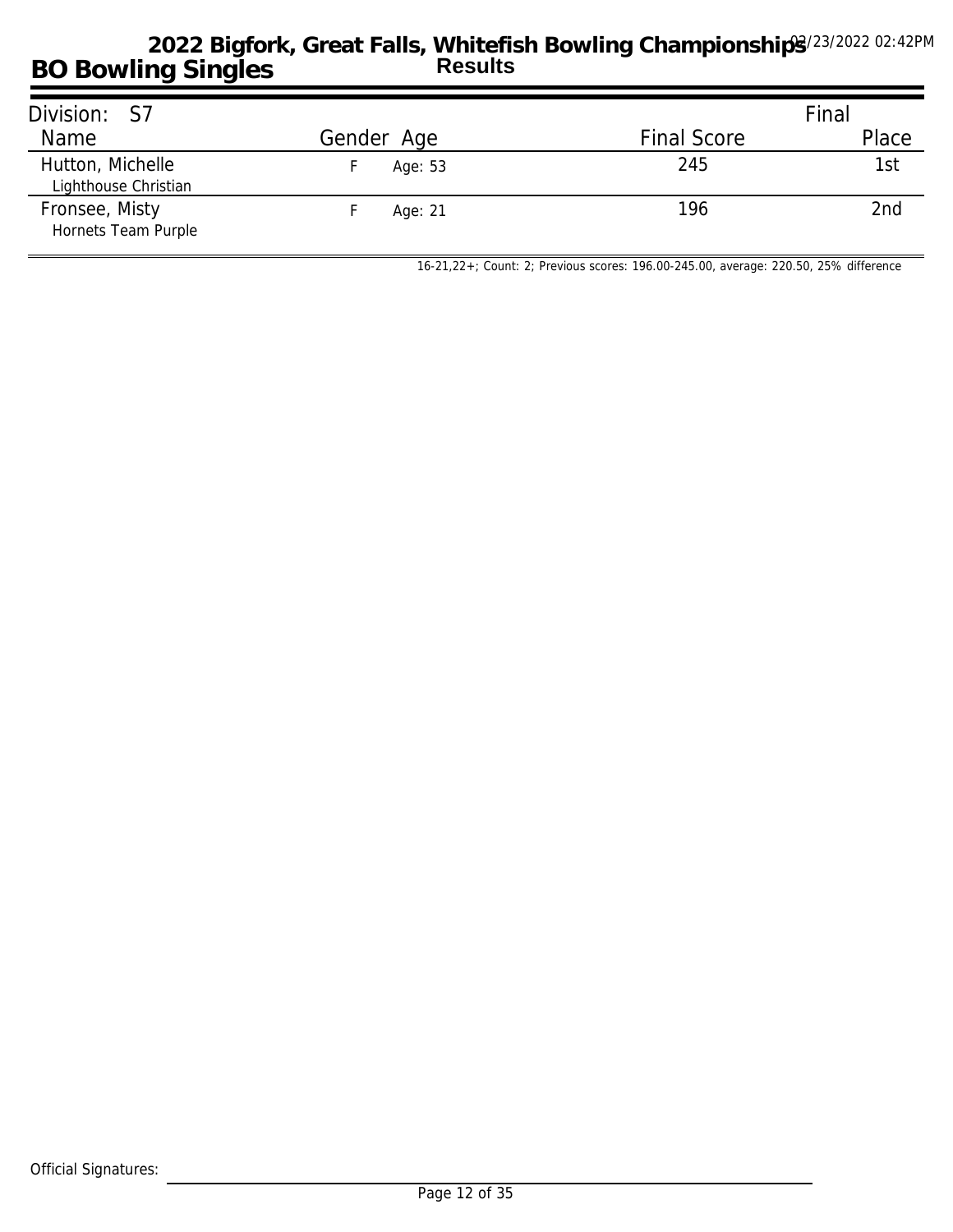# 2022 Bigfork, Great Falls, Whitefish Bowling Championships

## BO Bowling Singles

Results

03/23/2022 02:42PM

| Division: S7 | | | | Final |
|---|---|---|---|---|
| Name | Gender | Age | Final Score | Place |
| Hutton, Michelle<br>Lighthouse Christian | F | Age: 53 | 245 | 1st |
| Fronsee, Misty<br>Hornets Team Purple | F | Age: 21 | 196 | 2nd |

16-21,22+; Count: 2; Previous scores: 196.00-245.00, average: 220.50, 25% difference

Official Signatures: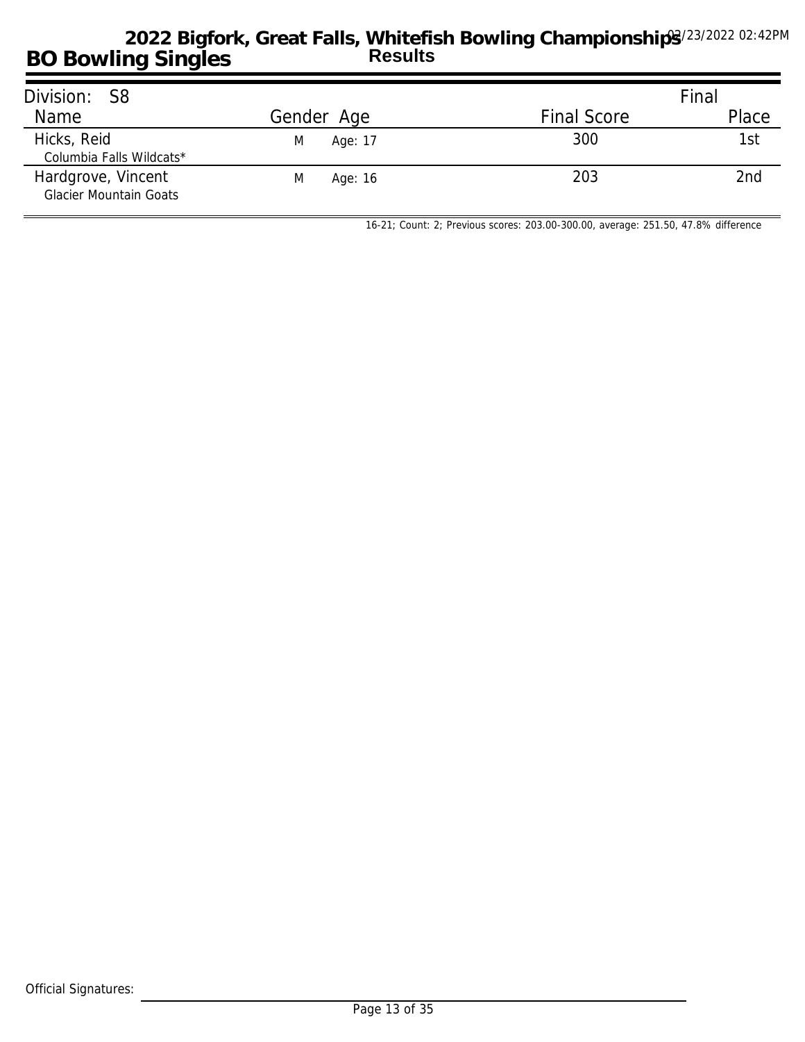# 2022 Bigfork, Great Falls, Whitefish Bowling Championships

03/23/2022 02:42PM

## BO Bowling Singles

**Results**

| Division: S8 | | | | Final |
|---|---|---|---|---|
| Name | Gender | Age | Final Score | Place |
| Hicks, Reid<br>Columbia Falls Wildcats* | M | Age: 17 | 300 | 1st |
| Hardgrove, Vincent<br>Glacier Mountain Goats | M | Age: 16 | 203 | 2nd |

16-21; Count: 2; Previous scores: 203.00-300.00, average: 251.50, 47.8% difference

Official Signatures: ______________________________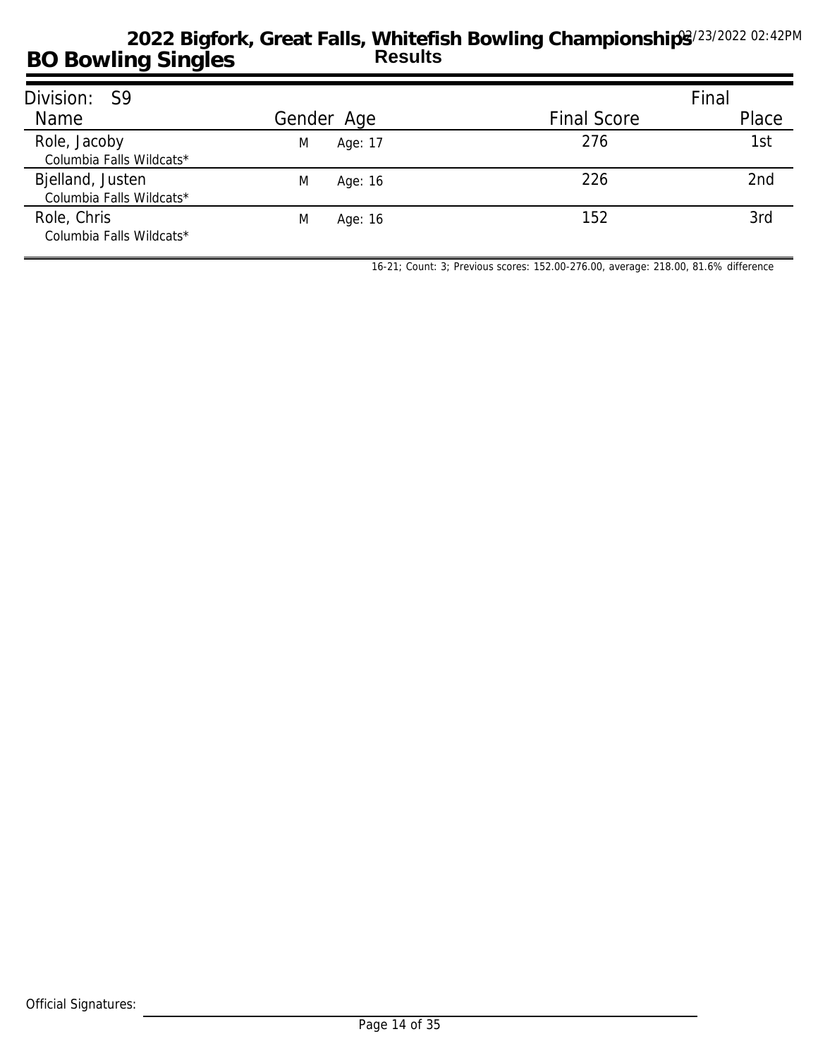# 2022 Bigfork, Great Falls, Whitefish Bowling Championships

## BO Bowling Singles

**Results**

03/23/2022 02:42PM

| Division: S9 | | | | Final |
|---|---|---|---|---|
| Name | Gender | Age | Final Score | Place |
| Role, Jacoby<br>Columbia Falls Wildcats* | M | Age: 17 | 276 | 1st |
| Bjelland, Justen<br>Columbia Falls Wildcats* | M | Age: 16 | 226 | 2nd |
| Role, Chris<br>Columbia Falls Wildcats* | M | Age: 16 | 152 | 3rd |

16-21; Count: 3; Previous scores: 152.00-276.00, average: 218.00, 81.6% difference

Official Signatures: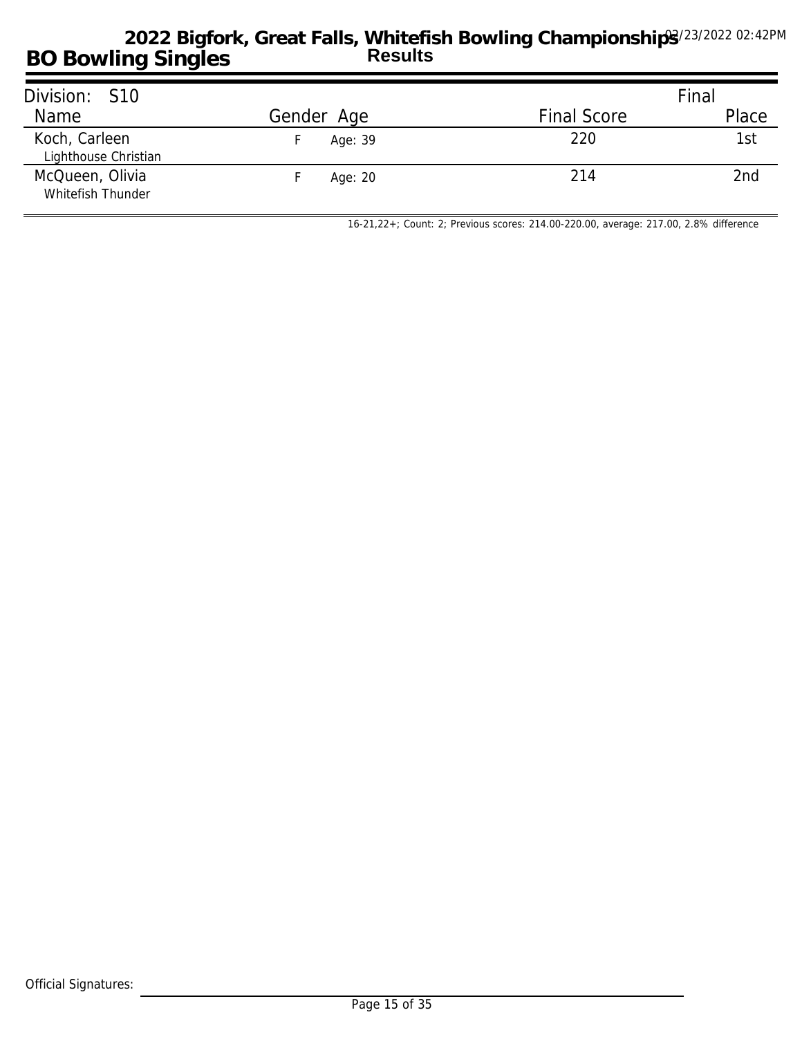# 2022 Bigfork, Great Falls, Whitefish Bowling Championships

## BO Bowling Singles

### Results

03/23/2022 02:42PM

| Division: S10 | | | | Final |
|---|---|---|---|---|
| Name | Gender | Age | Final Score | Place |
| Koch, Carleen<br>Lighthouse Christian | F | Age: 39 | 220 | 1st |
| McQueen, Olivia<br>Whitefish Thunder | F | Age: 20 | 214 | 2nd |

16-21,22+; Count: 2; Previous scores: 214.00-220.00, average: 217.00, 2.8% difference

Official Signatures: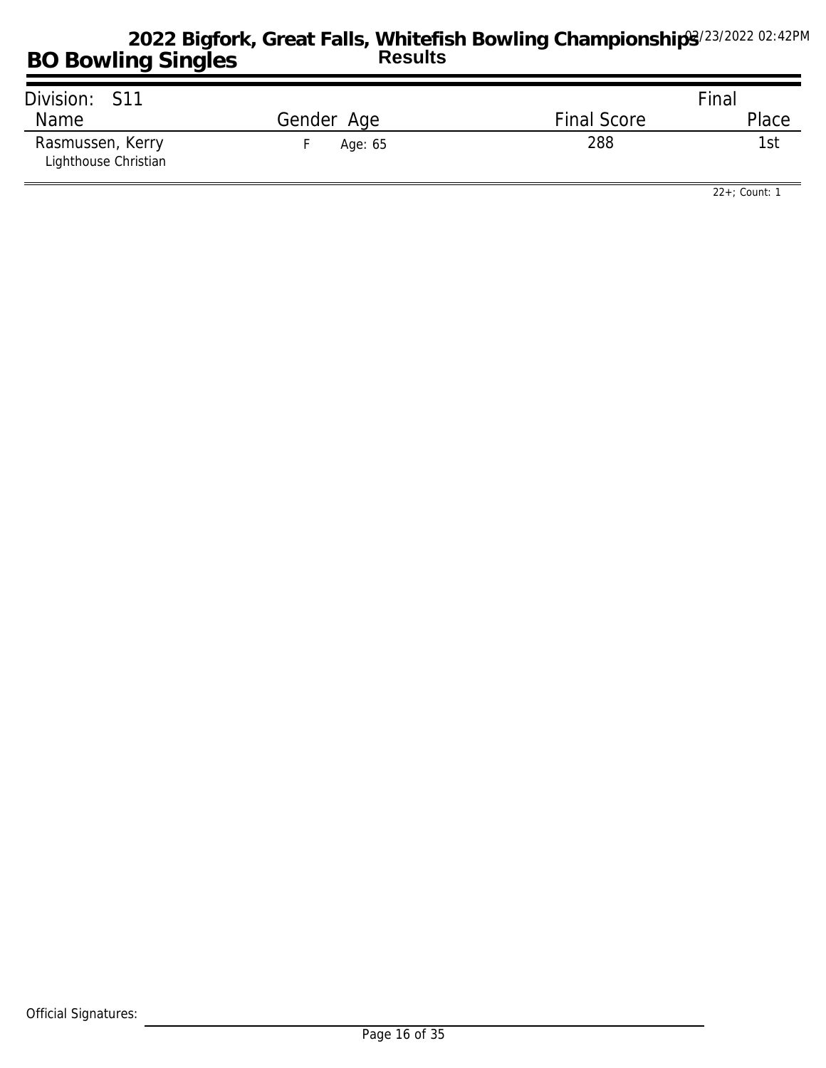# 2022 Bigfork, Great Falls, Whitefish Bowling Championships

## BO Bowling Singles

**Results**

03/23/2022 02:42PM

| Division: S11 | | | | Final |
|---|---|---|---|---|
| Name | Gender | Age | Final Score | Place |
| Rasmussen, Kerry<br>Lighthouse Christian | F | Age: 65 | 288 | 1st |

22+; Count: 1

Official Signatures: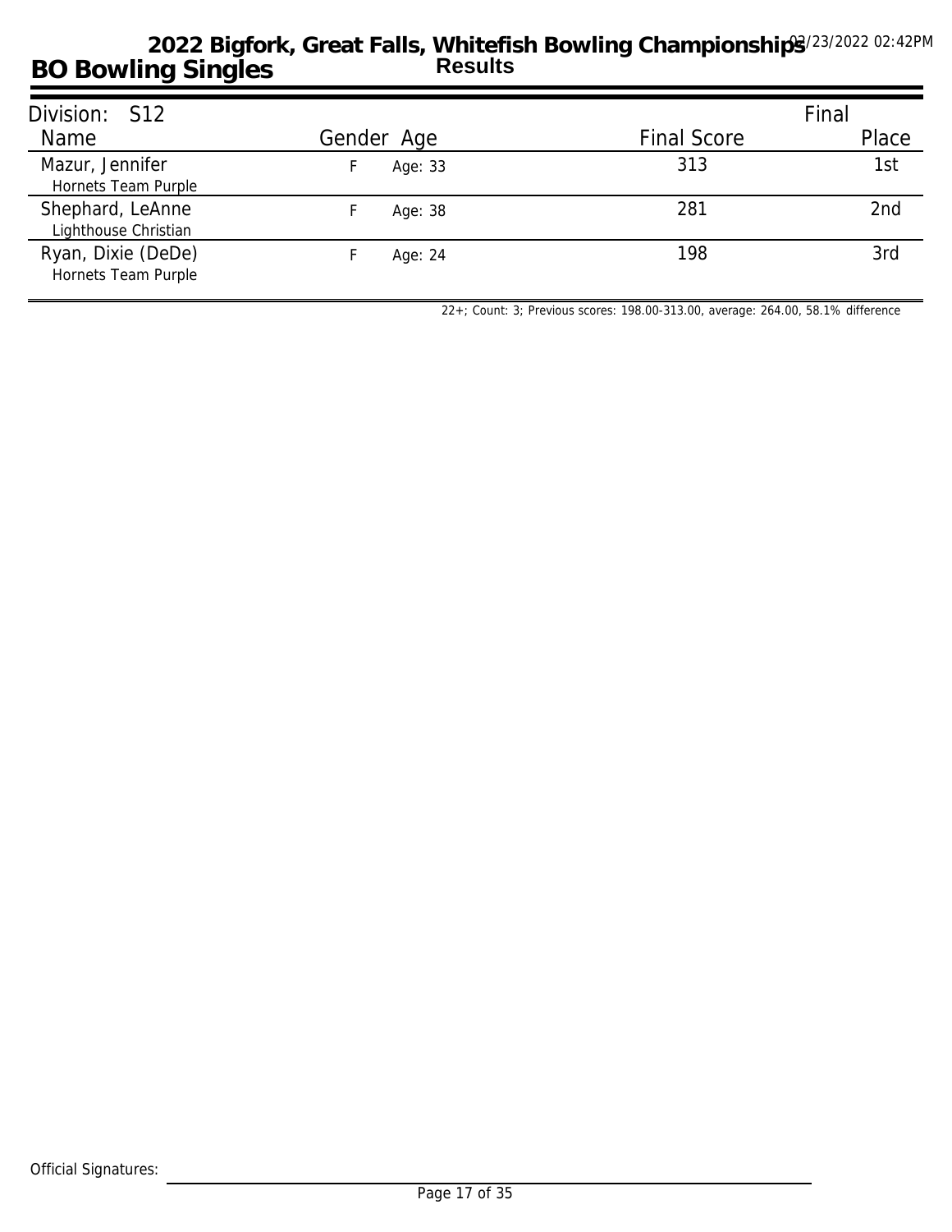# 2022 Bigfork, Great Falls, Whitefish Bowling Championships

## BO Bowling Singles

**Results**

03/23/2022 02:42PM

Division: S12

| Name | Gender | Age | Final Score | Final Place |
|---|---|---|---|---|
| Mazur, Jennifer<br>Hornets Team Purple | F | Age: 33 | 313 | 1st |
| Shephard, LeAnne<br>Lighthouse Christian | F | Age: 38 | 281 | 2nd |
| Ryan, Dixie (DeDe)<br>Hornets Team Purple | F | Age: 24 | 198 | 3rd |

22+; Count: 3; Previous scores: 198.00-313.00, average: 264.00, 58.1% difference

Official Signatures: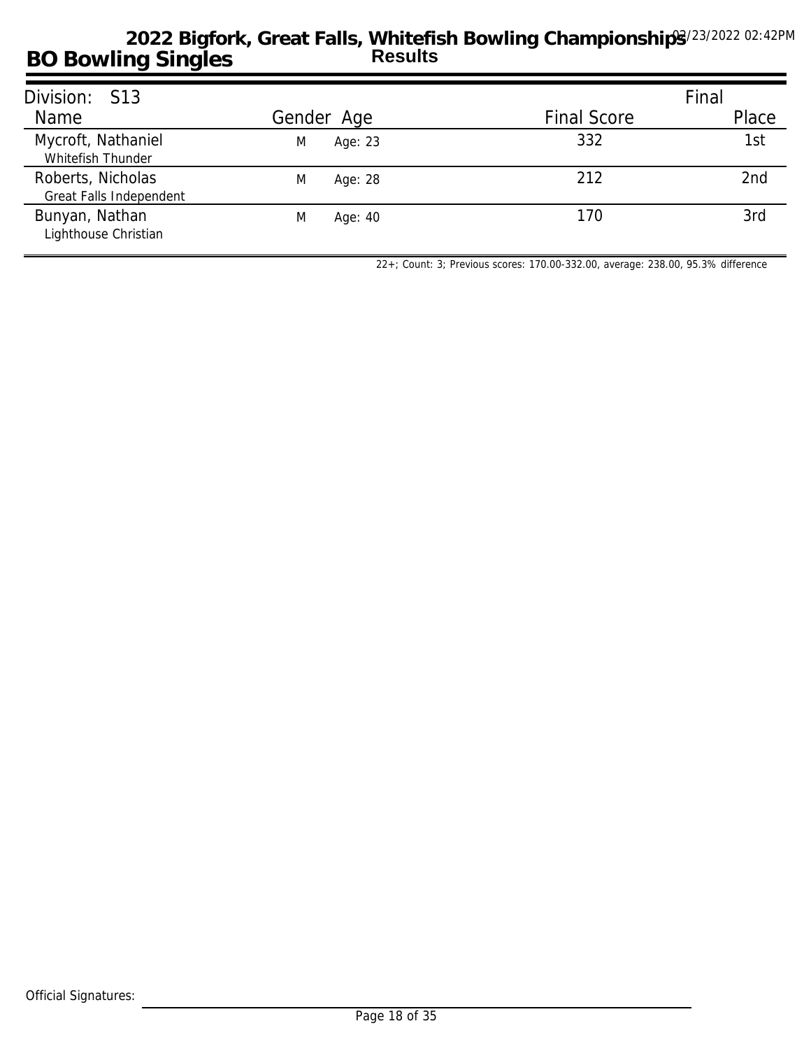# 2022 Bigfork, Great Falls, Whitefish Bowling Championships

## BO Bowling Singles

**Results**

03/23/2022 02:42PM

Division: S13

| Name | Gender | Age | Final Score | Final Place |
|---|---|---|---|---|
| Mycroft, Nathaniel<br>Whitefish Thunder | M | Age: 23 | 332 | 1st |
| Roberts, Nicholas<br>Great Falls Independent | M | Age: 28 | 212 | 2nd |
| Bunyan, Nathan<br>Lighthouse Christian | M | Age: 40 | 170 | 3rd |

22+; Count: 3; Previous scores: 170.00-332.00, average: 238.00, 95.3% difference

Official Signatures: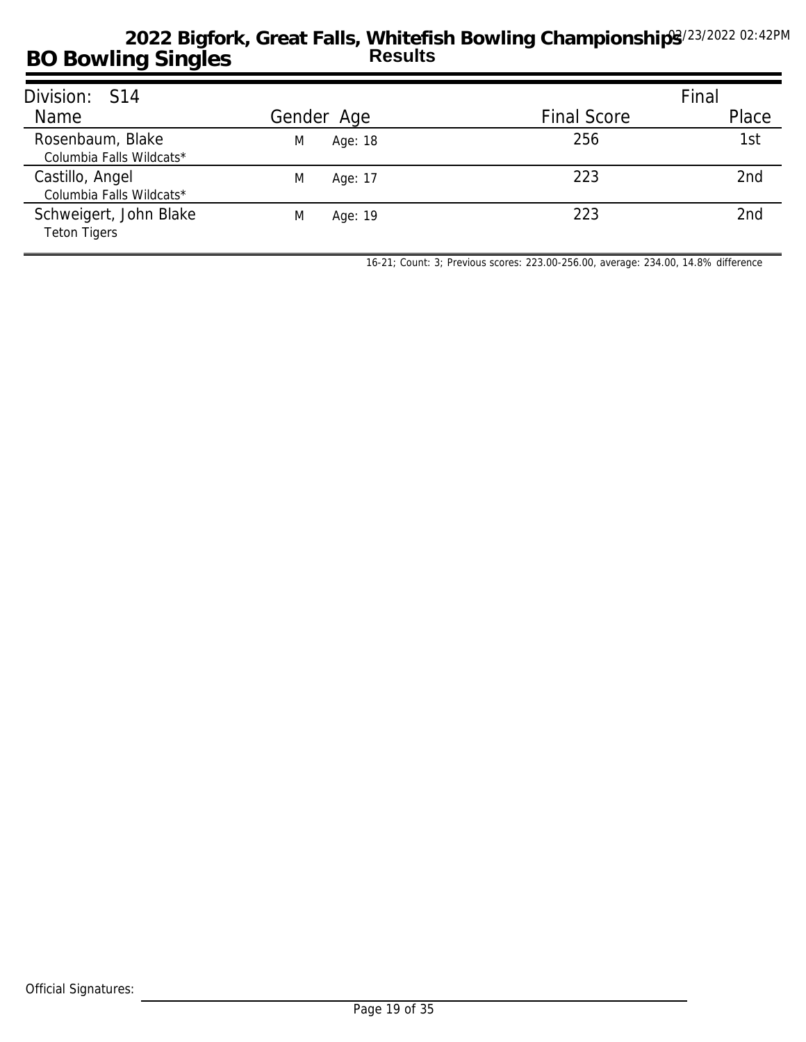# 2022 Bigfork, Great Falls, Whitefish Bowling Championships

03/23/2022 02:42PM

## BO Bowling Singles

**Results**

Division: S14

| Name | Gender | Age | Final Score | Final Place |
|---|---|---|---|---|
| Rosenbaum, Blake<br>Columbia Falls Wildcats* | M | Age: 18 | 256 | 1st |
| Castillo, Angel<br>Columbia Falls Wildcats* | M | Age: 17 | 223 | 2nd |
| Schweigert, John Blake<br>Teton Tigers | M | Age: 19 | 223 | 2nd |

16-21; Count: 3; Previous scores: 223.00-256.00, average: 234.00, 14.8% difference

Official Signatures: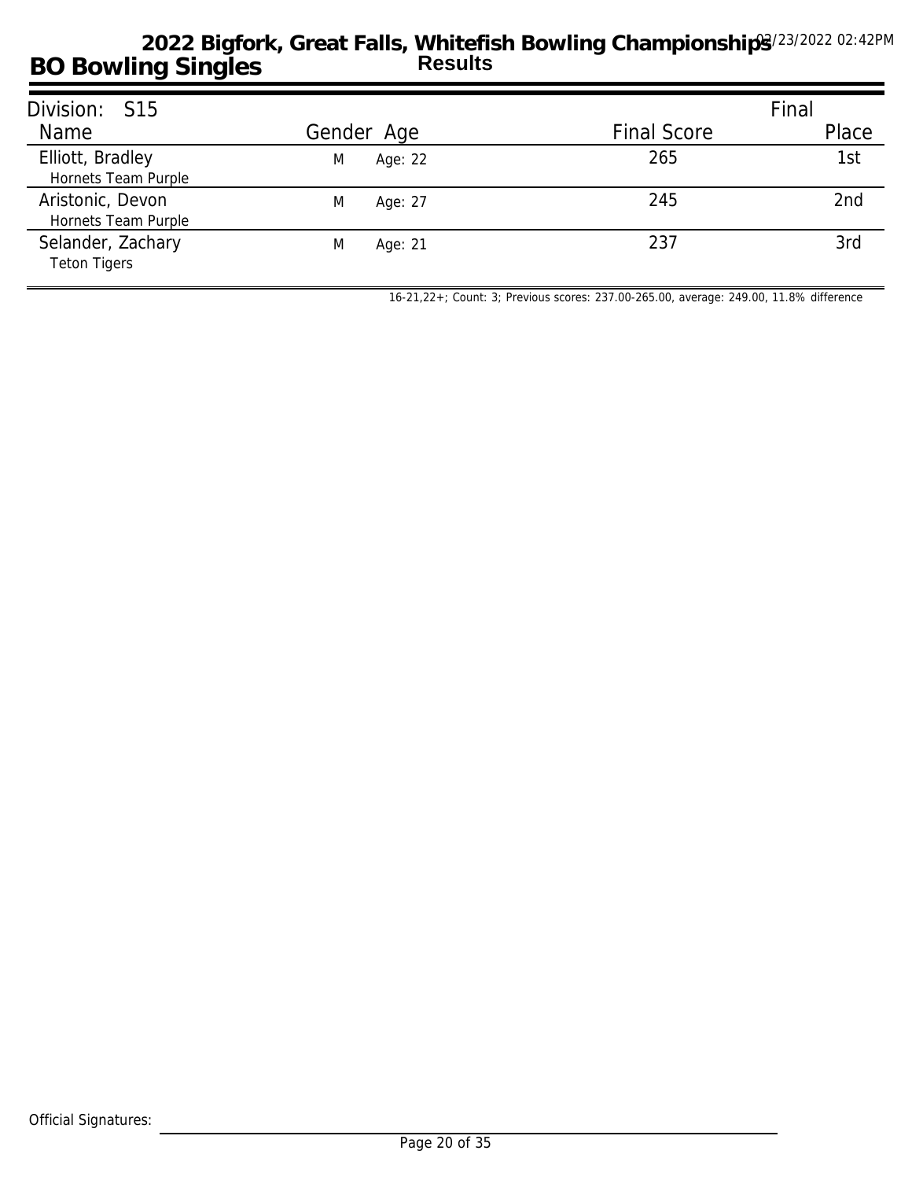# 2022 Bigfork, Great Falls, Whitefish Bowling Championships

## BO Bowling Singles

**Results**

03/23/2022 02:42PM

Division: S15

| Name | Gender | Age | Final Score | Final Place |
|---|---|---|---|---|
| Elliott, Bradley<br>Hornets Team Purple | M | Age: 22 | 265 | 1st |
| Aristonic, Devon<br>Hornets Team Purple | M | Age: 27 | 245 | 2nd |
| Selander, Zachary<br>Teton Tigers | M | Age: 21 | 237 | 3rd |

16-21,22+; Count: 3; Previous scores: 237.00-265.00, average: 249.00, 11.8% difference

Official Signatures: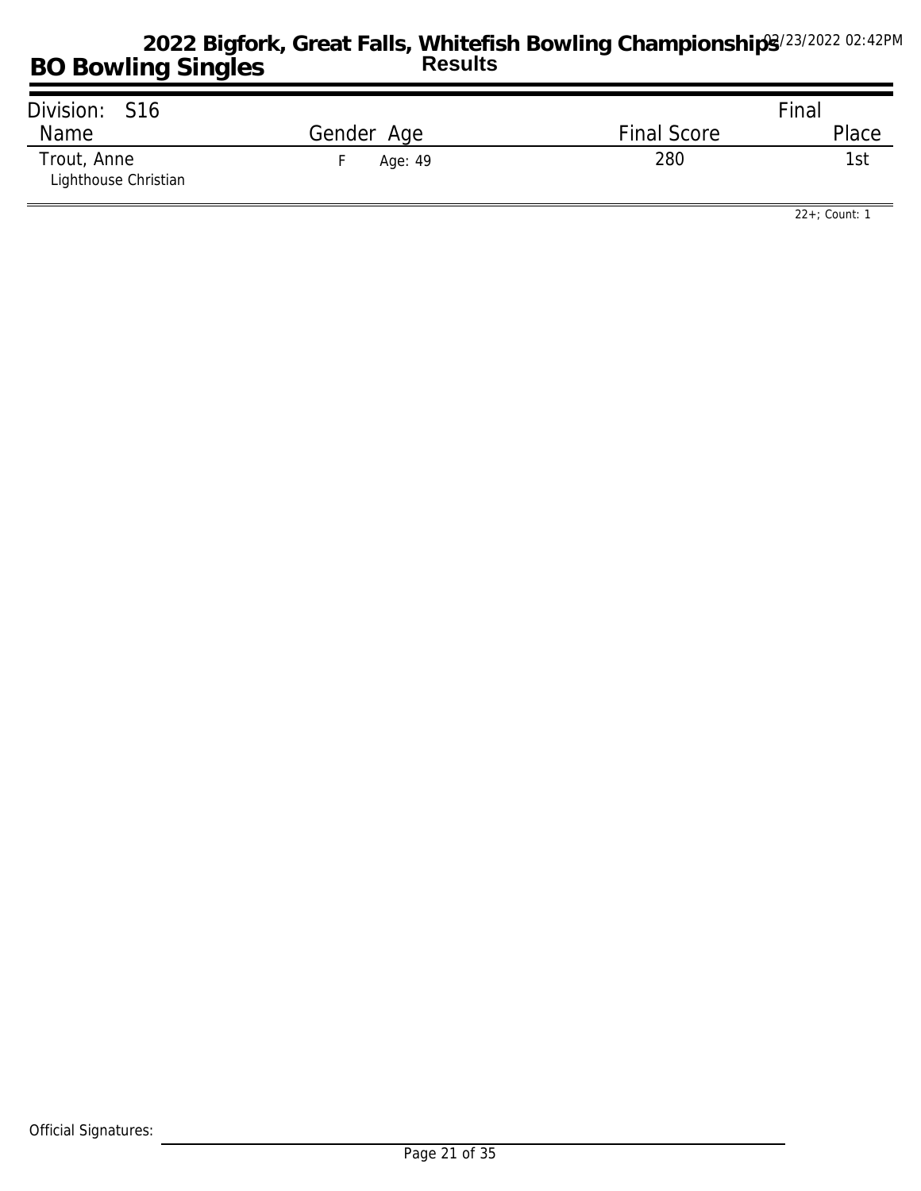# 2022 Bigfork, Great Falls, Whitefish Bowling Championships

## BO Bowling Singles

**Results**

03/23/2022 02:42PM

Division: S16

| Name | Gender | Age | Final Score | Final Place |
|---|---|---|---|---|
| Trout, Anne<br>Lighthouse Christian | F | Age: 49 | 280 | 1st |

22+; Count: 1

Official Signatures: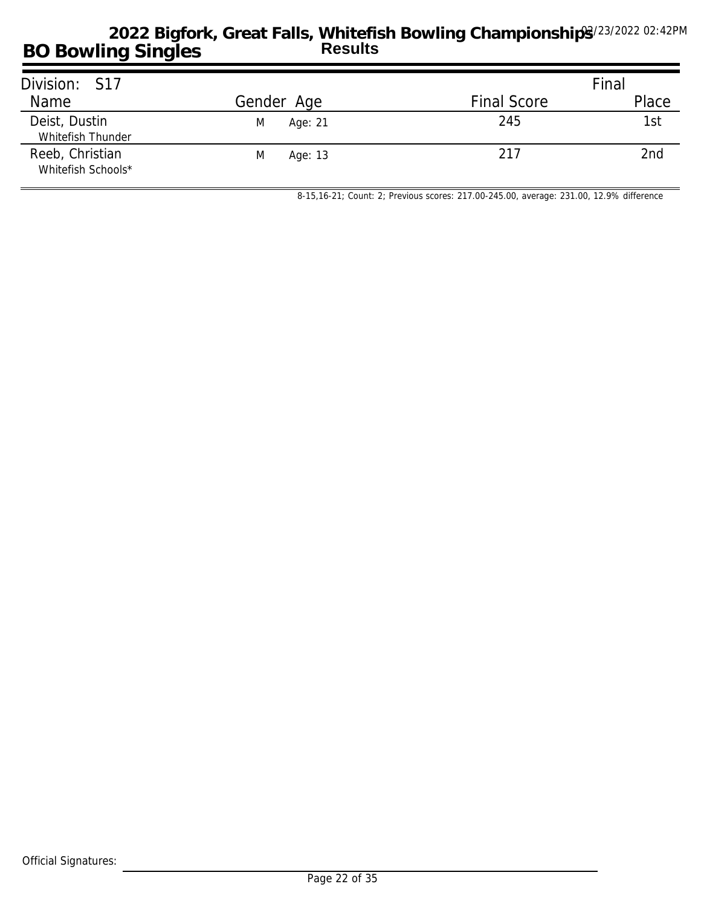# BO Bowling Singles

## 2022 Bigfork, Great Falls, Whitefish Bowling Championships

### Results

03/23/2022 02:42PM

| Division: S17 | | | | Final |
|---|---|---|---|---|
| Name | Gender | Age | Final Score | Place |
| Deist, Dustin<br>Whitefish Thunder | M | Age: 21 | 245 | 1st |
| Reeb, Christian<br>Whitefish Schools* | M | Age: 13 | 217 | 2nd |

8-15,16-21; Count: 2; Previous scores: 217.00-245.00, average: 231.00, 12.9% difference

Official Signatures: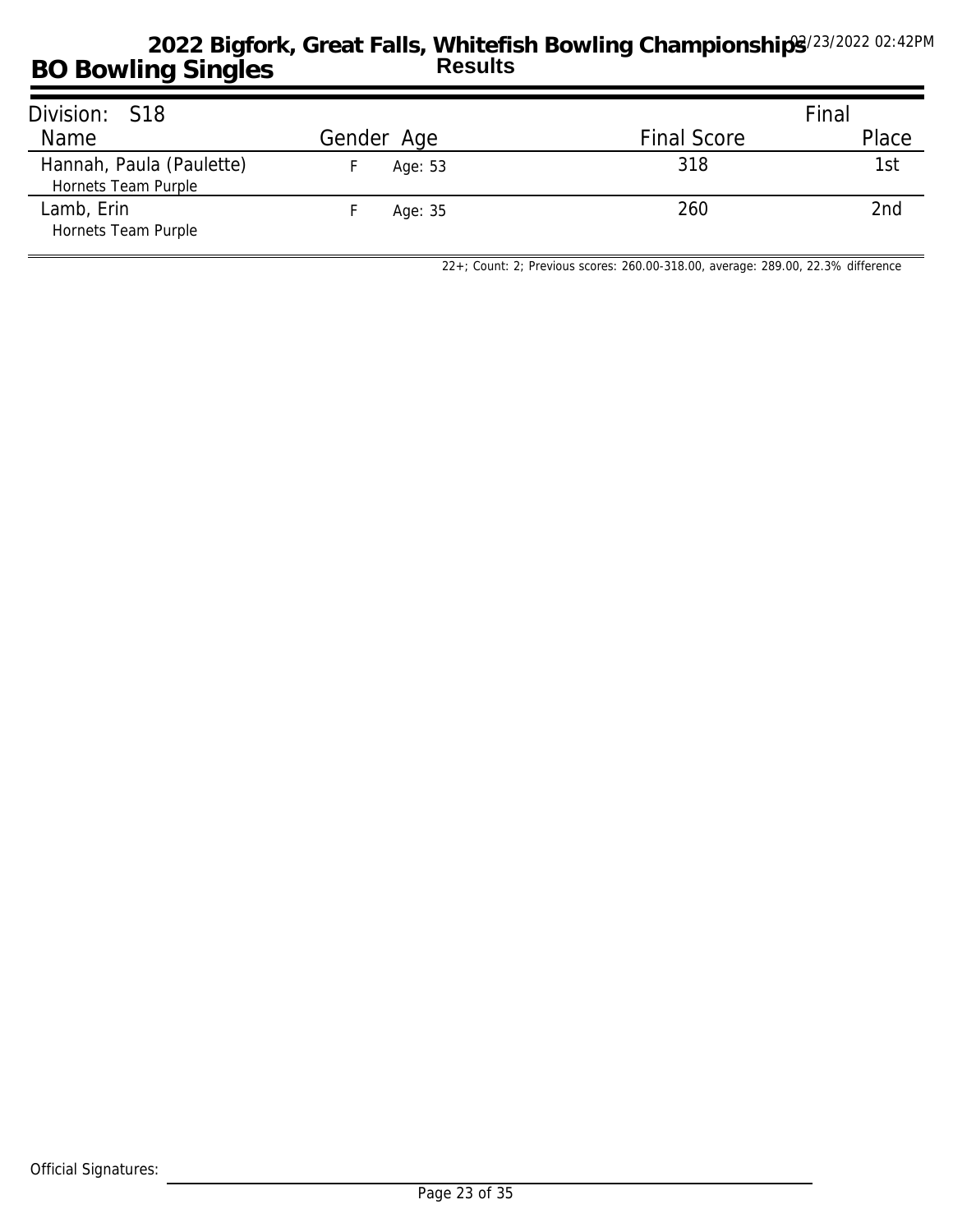# 2022 Bigfork, Great Falls, Whitefish Bowling Championships

## BO Bowling Singles

**Results**

03/23/2022 02:42PM

Division: S18

| Name | Gender | Age | Final Score | Final Place |
|---|---|---|---|---|
| Hannah, Paula (Paulette)<br>Hornets Team Purple | F | Age: 53 | 318 | 1st |
| Lamb, Erin<br>Hornets Team Purple | F | Age: 35 | 260 | 2nd |

22+; Count: 2; Previous scores: 260.00-318.00, average: 289.00, 22.3% difference

Official Signatures: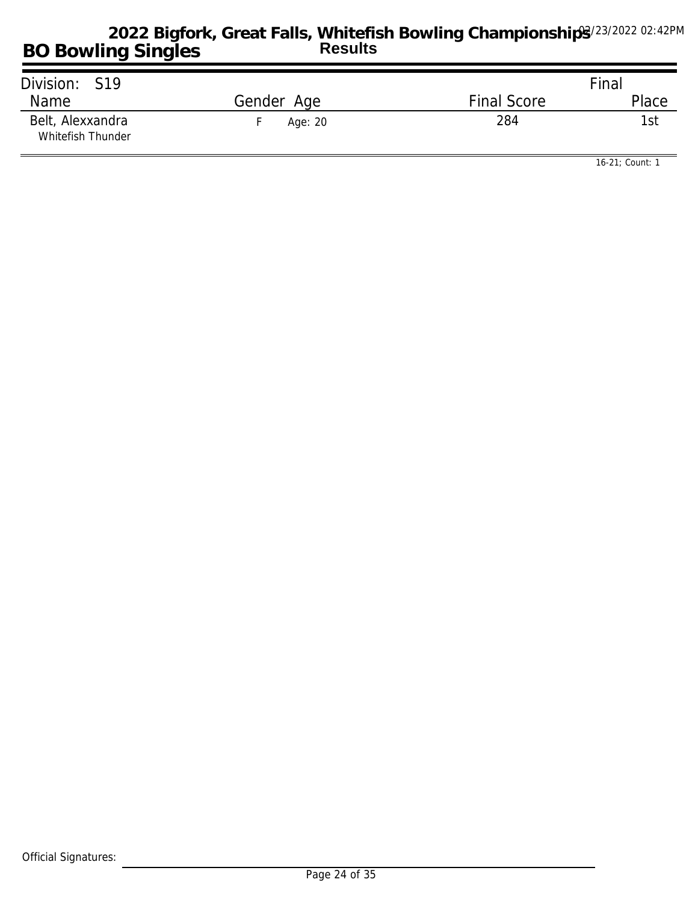# 2022 Bigfork, Great Falls, Whitefish Bowling Championships

## BO Bowling Singles

**Results**

03/23/2022 02:42PM

Division: S19

| Name | Gender | Age | Final Score | Final Place |
|---|---|---|---|---|
| Belt, Alexxandra<br>Whitefish Thunder | F | Age: 20 | 284 | 1st |

16-21; Count: 1

Official Signatures: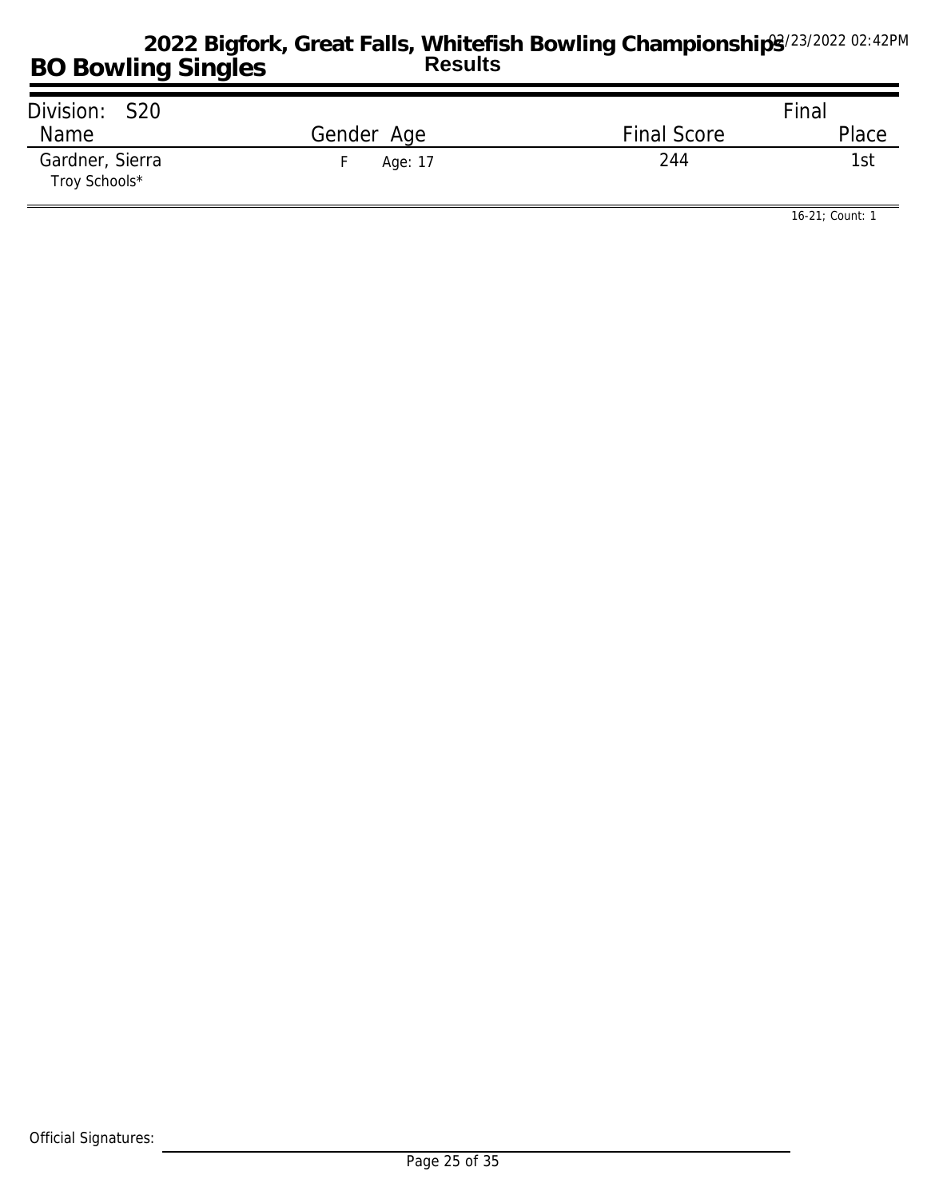# 2022 Bigfork, Great Falls, Whitefish Bowling Championships

## BO Bowling Singles

**Results**

03/23/2022 02:42PM

Division: S20

| Name | Gender | Age | Final Score | Final Place |
|---|---|---|---|---|
| Gardner, Sierra<br>Troy Schools* | F | Age: 17 | 244 | 1st |

16-21; Count: 1

Official Signatures: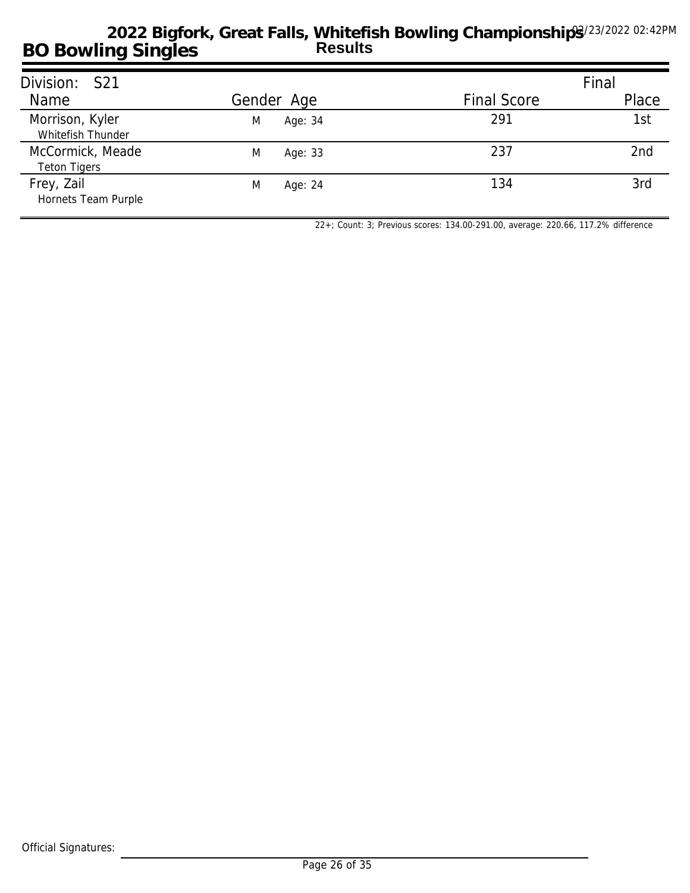# 2022 Bigfork, Great Falls, Whitefish Bowling Championships

## BO Bowling Singles

**Results**

03/23/2022 02:42PM

Division: S21

| Name | Gender | Age | Final Score | Final Place |
|---|---|---|---|---|
| Morrison, Kyler<br>Whitefish Thunder | M | Age: 34 | 291 | 1st |
| McCormick, Meade<br>Teton Tigers | M | Age: 33 | 237 | 2nd |
| Frey, Zail<br>Hornets Team Purple | M | Age: 24 | 134 | 3rd |

22+; Count: 3; Previous scores: 134.00-291.00, average: 220.66, 117.2% difference

Official Signatures: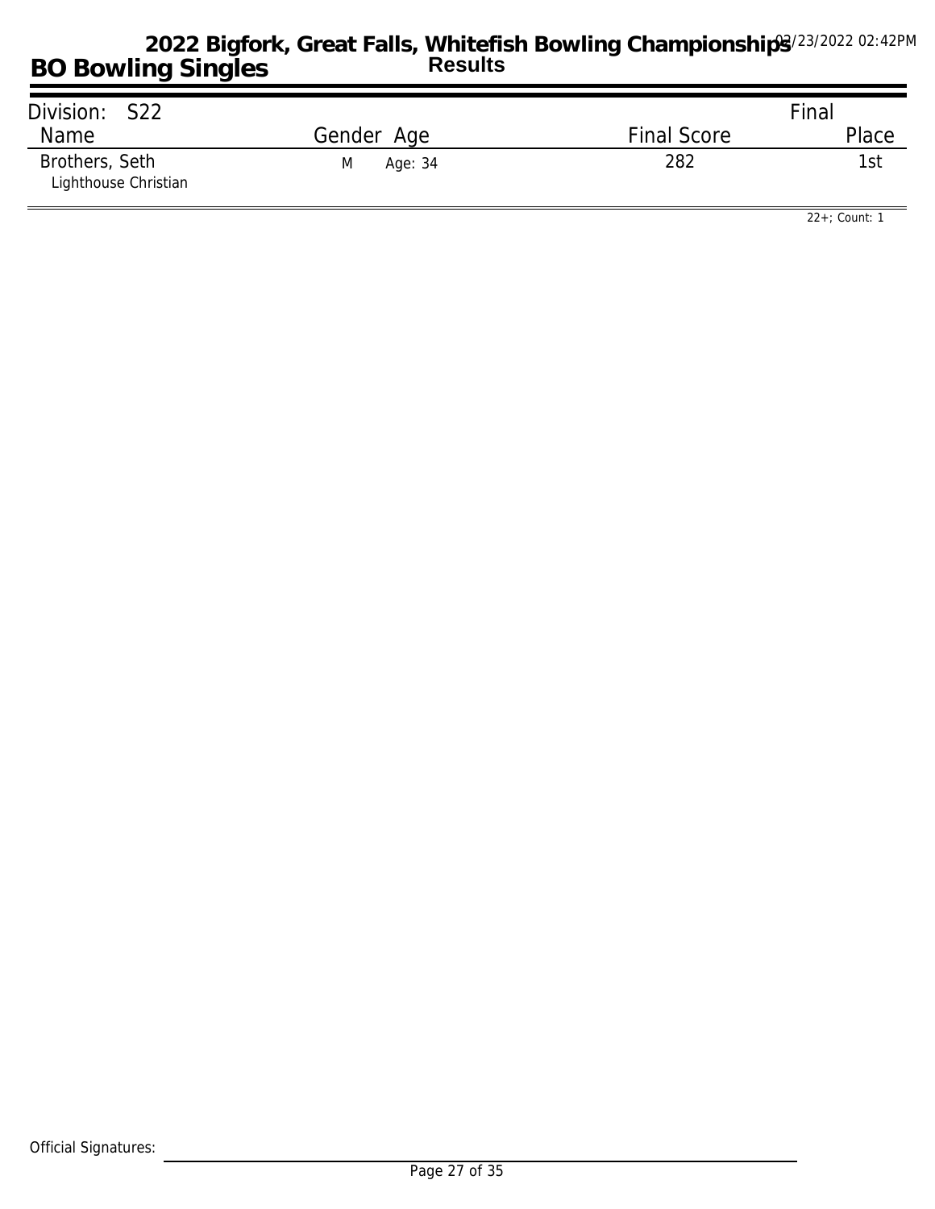# 2022 Bigfork, Great Falls, Whitefish Bowling Championships

## BO Bowling Singles

**Results**

02/23/2022 02:42PM

| Division: S22 | | | Final |
|---|---|---|---|
| Name | Gender Age | Final Score | Place |
| Brothers, Seth<br>Lighthouse Christian | M Age: 34 | 282 | 1st |

22+; Count: 1

Official Signatures: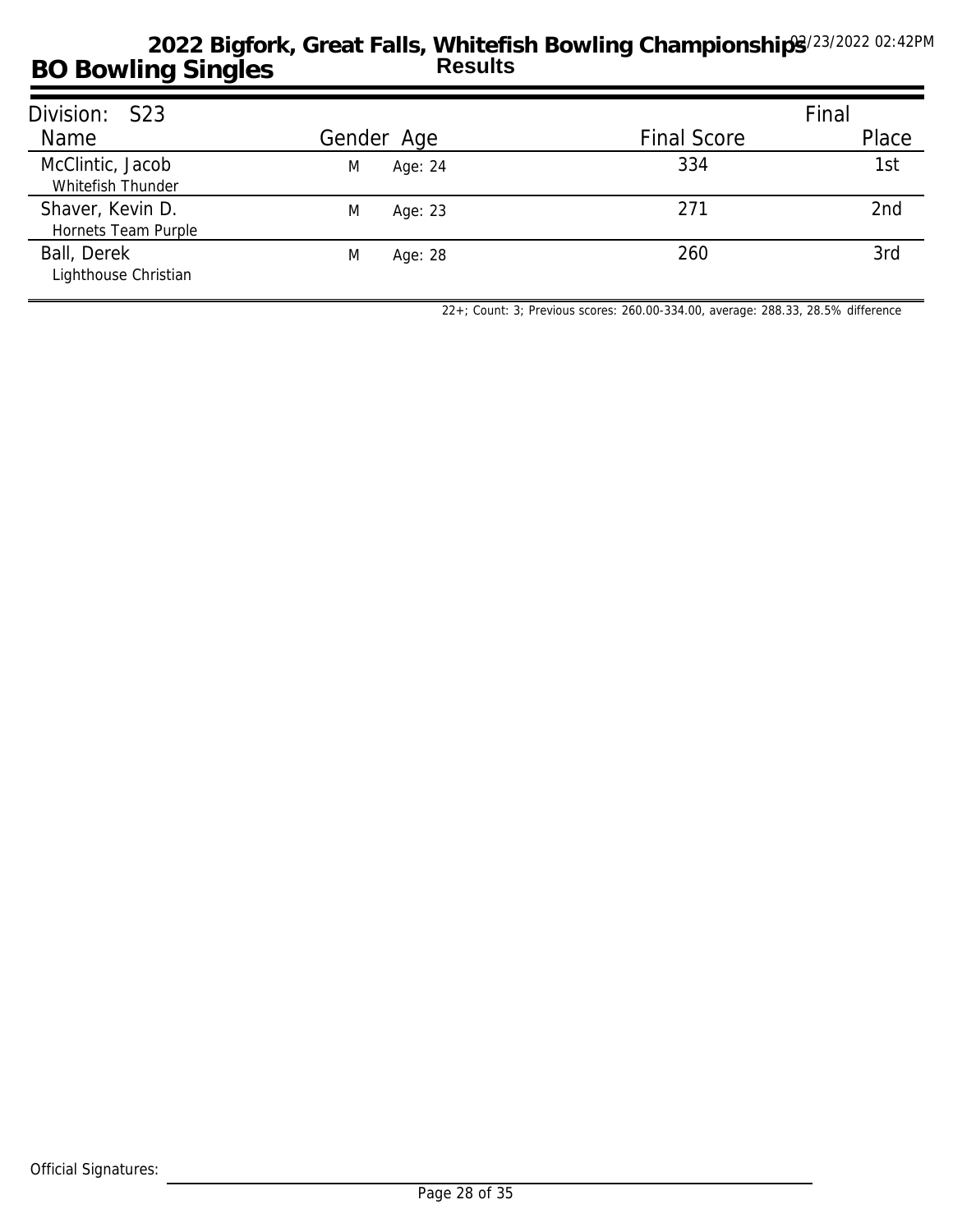# 2022 Bigfork, Great Falls, Whitefish Bowling Championships

## BO Bowling Singles

**Results**

03/23/2022 02:42PM

Division: S23

| Name | Gender | Age | Final Score | Final Place |
|---|---|---|---|---|
| McClintic, Jacob<br>Whitefish Thunder | M | Age: 24 | 334 | 1st |
| Shaver, Kevin D.<br>Hornets Team Purple | M | Age: 23 | 271 | 2nd |
| Ball, Derek<br>Lighthouse Christian | M | Age: 28 | 260 | 3rd |

22+; Count: 3; Previous scores: 260.00-334.00, average: 288.33, 28.5% difference

Official Signatures: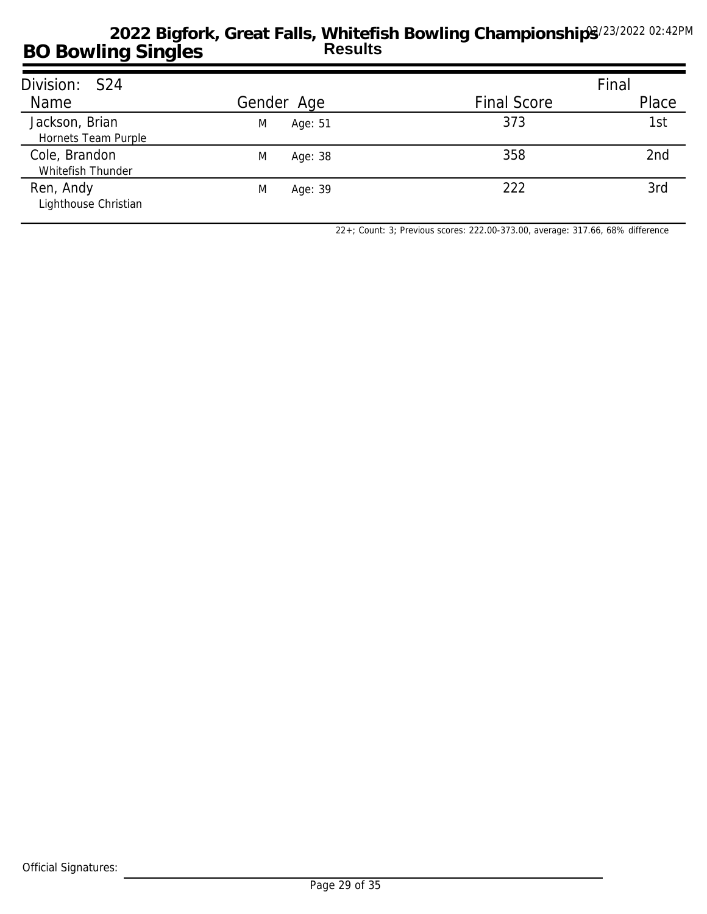# 2022 Bigfork, Great Falls, Whitefish Bowling Championships

## BO Bowling Singles

**Results**

03/23/2022 02:42PM

**Division: S24**

| Name | Gender | Age | Final Score | Final Place |
|---|---|---|---|---|
| Jackson, Brian<br>Hornets Team Purple | M | Age: 51 | 373 | 1st |
| Cole, Brandon<br>Whitefish Thunder | M | Age: 38 | 358 | 2nd |
| Ren, Andy<br>Lighthouse Christian | M | Age: 39 | 222 | 3rd |

22+; Count: 3; Previous scores: 222.00-373.00, average: 317.66, 68% difference

Official Signatures: ______________________________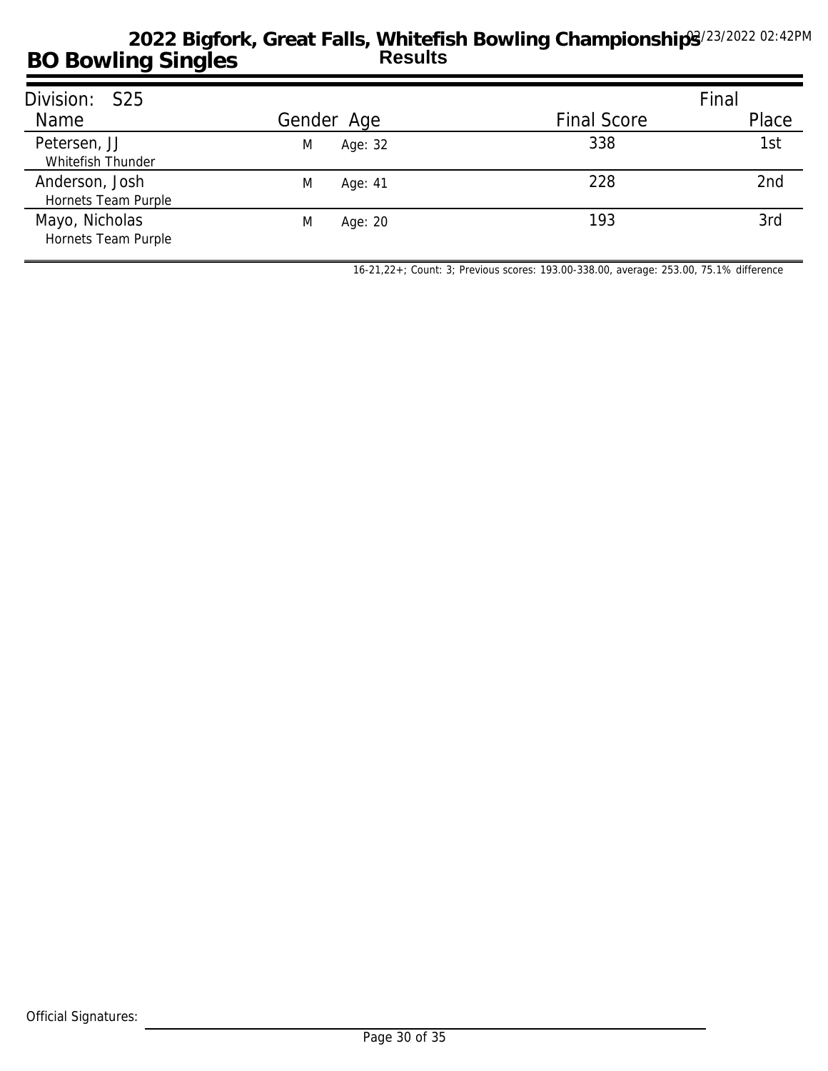# 2022 Bigfork, Great Falls, Whitefish Bowling Championships

## Results

## BO Bowling Singles

03/23/2022 02:42PM

**Division: S25**

| Name | Gender | Age | Final Score | Final Place |
|---|---|---|---|---|
| Petersen, JJ<br>Whitefish Thunder | M | Age: 32 | 338 | 1st |
| Anderson, Josh<br>Hornets Team Purple | M | Age: 41 | 228 | 2nd |
| Mayo, Nicholas<br>Hornets Team Purple | M | Age: 20 | 193 | 3rd |

16-21,22+; Count: 3; Previous scores: 193.00-338.00, average: 253.00, 75.1% difference

Official Signatures: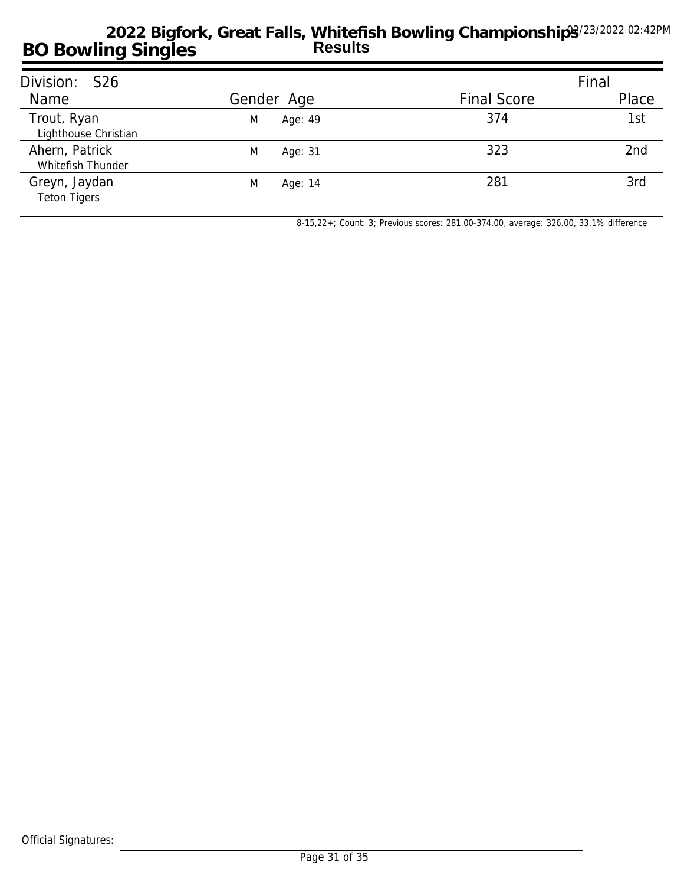# 2022 Bigfork, Great Falls, Whitefish Bowling Championships

## Results

03/23/2022 02:42PM

## BO Bowling Singles

Division: S26

| Name | Gender | Age | Final Score | Final Place |
|---|---|---|---|---|
| Trout, Ryan<br>Lighthouse Christian | M | Age: 49 | 374 | 1st |
| Ahern, Patrick<br>Whitefish Thunder | M | Age: 31 | 323 | 2nd |
| Greyn, Jaydan<br>Teton Tigers | M | Age: 14 | 281 | 3rd |

8-15,22+; Count: 3; Previous scores: 281.00-374.00, average: 326.00, 33.1% difference

Official Signatures: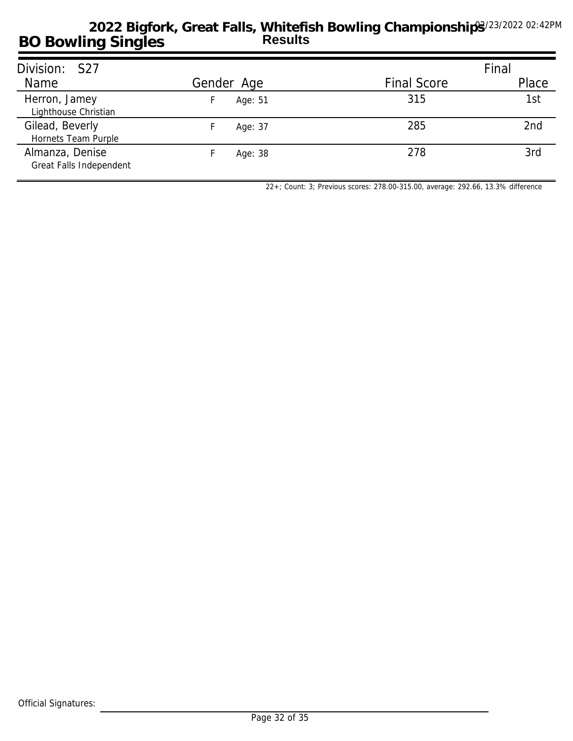# 2022 Bigfork, Great Falls, Whitefish Bowling Championships

## BO Bowling Singles

**Results**

03/23/2022 02:42PM

Division: S27

| Name | Gender | Age | Final Score | Final Place |
|---|---|---|---|---|
| Herron, Jamey<br>Lighthouse Christian | F | Age: 51 | 315 | 1st |
| Gilead, Beverly<br>Hornets Team Purple | F | Age: 37 | 285 | 2nd |
| Almanza, Denise<br>Great Falls Independent | F | Age: 38 | 278 | 3rd |

22+; Count: 3; Previous scores: 278.00-315.00, average: 292.66, 13.3% difference

Official Signatures: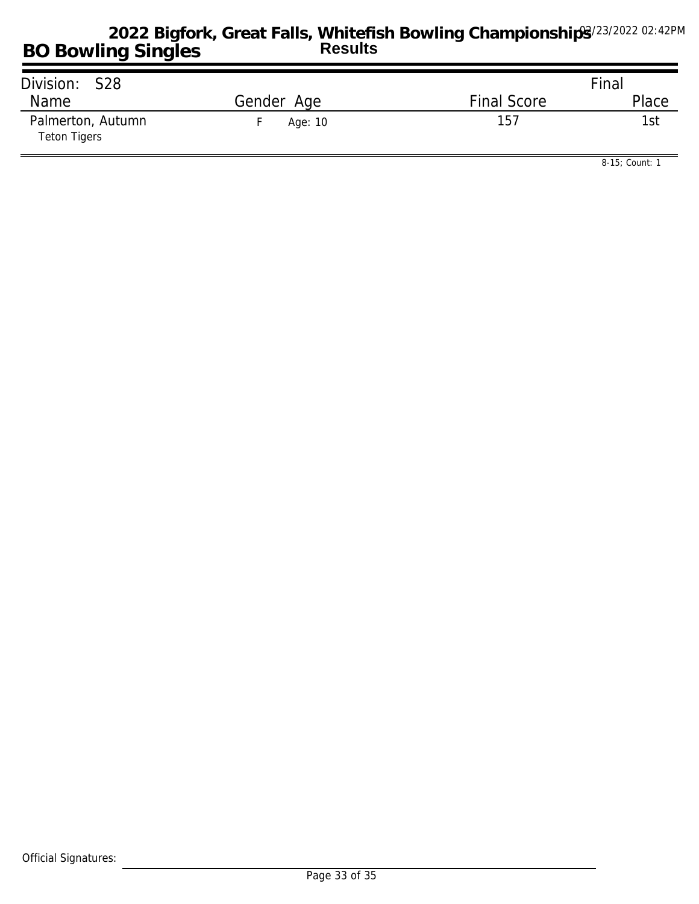# 2022 Bigfork, Great Falls, Whitefish Bowling Championships

## BO Bowling Singles

**Results**

03/23/2022 02:42PM

Division: S28

| Name | Gender | Age | Final Score | Final Place |
|---|---|---|---|---|
| Palmerton, Autumn<br>Teton Tigers | F | Age: 10 | 157 | 1st |

8-15; Count: 1

Official Signatures: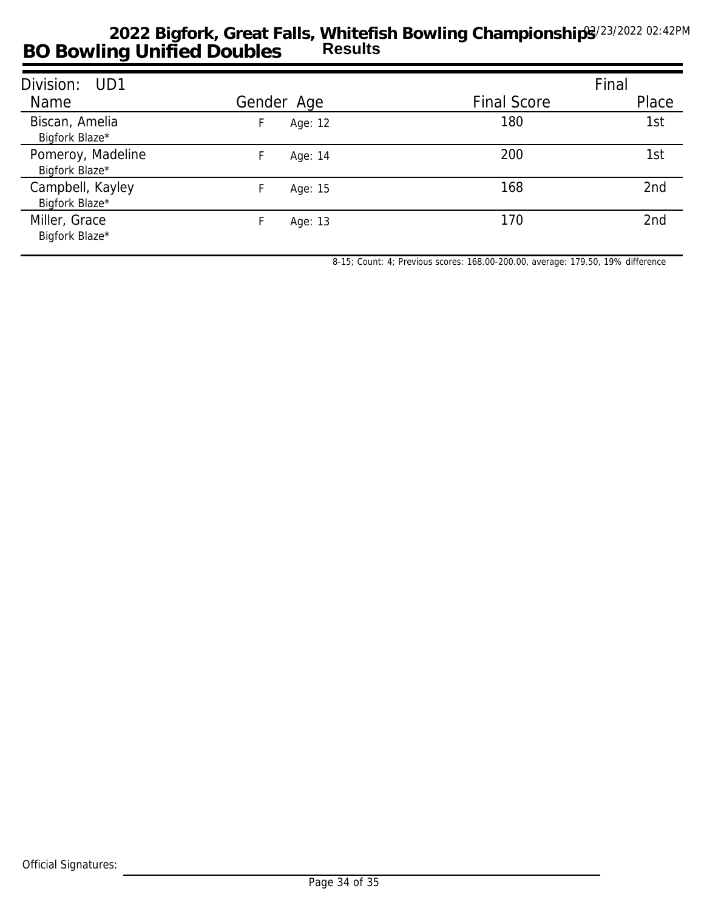# 2022 Bigfork, Great Falls, Whitefish Bowling Championships

## BO Bowling Unified Doubles

**Results**

02/23/2022 02:42PM

Division: UD1

| Name | Gender | Age | Final Score | Final Place |
|---|---|---|---|---|
| Biscan, Amelia<br>Bigfork Blaze* | F | Age: 12 | 180 | 1st |
| Pomeroy, Madeline<br>Bigfork Blaze* | F | Age: 14 | 200 | 1st |
| Campbell, Kayley<br>Bigfork Blaze* | F | Age: 15 | 168 | 2nd |
| Miller, Grace<br>Bigfork Blaze* | F | Age: 13 | 170 | 2nd |

8-15; Count: 4; Previous scores: 168.00-200.00, average: 179.50, 19% difference

Official Signatures: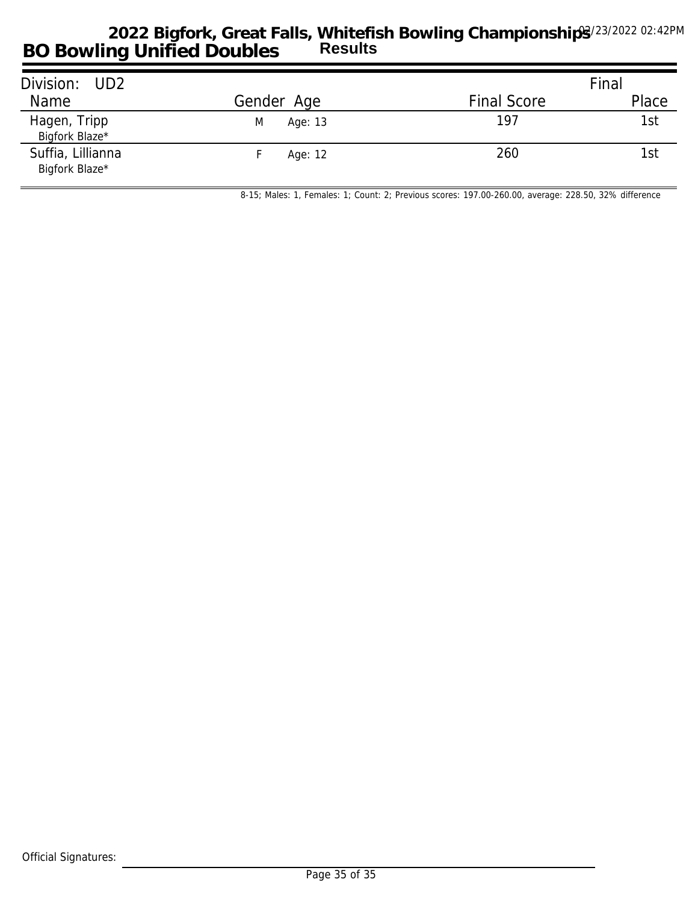# 2022 Bigfork, Great Falls, Whitefish Bowling Championships

03/23/2022 02:42PM

## BO Bowling Unified Doubles

**Results**

| Division: UD2 | | | | Final |
| --- | --- | --- | --- | --- |
| Name | Gender | Age | Final Score | Place |
| Hagen, Tripp<br>Bigfork Blaze* | M | Age: 13 | 197 | 1st |
| Suffia, Lillianna<br>Bigfork Blaze* | F | Age: 12 | 260 | 1st |

8-15; Males: 1, Females: 1; Count: 2; Previous scores: 197.00-260.00, average: 228.50, 32% difference

Official Signatures: